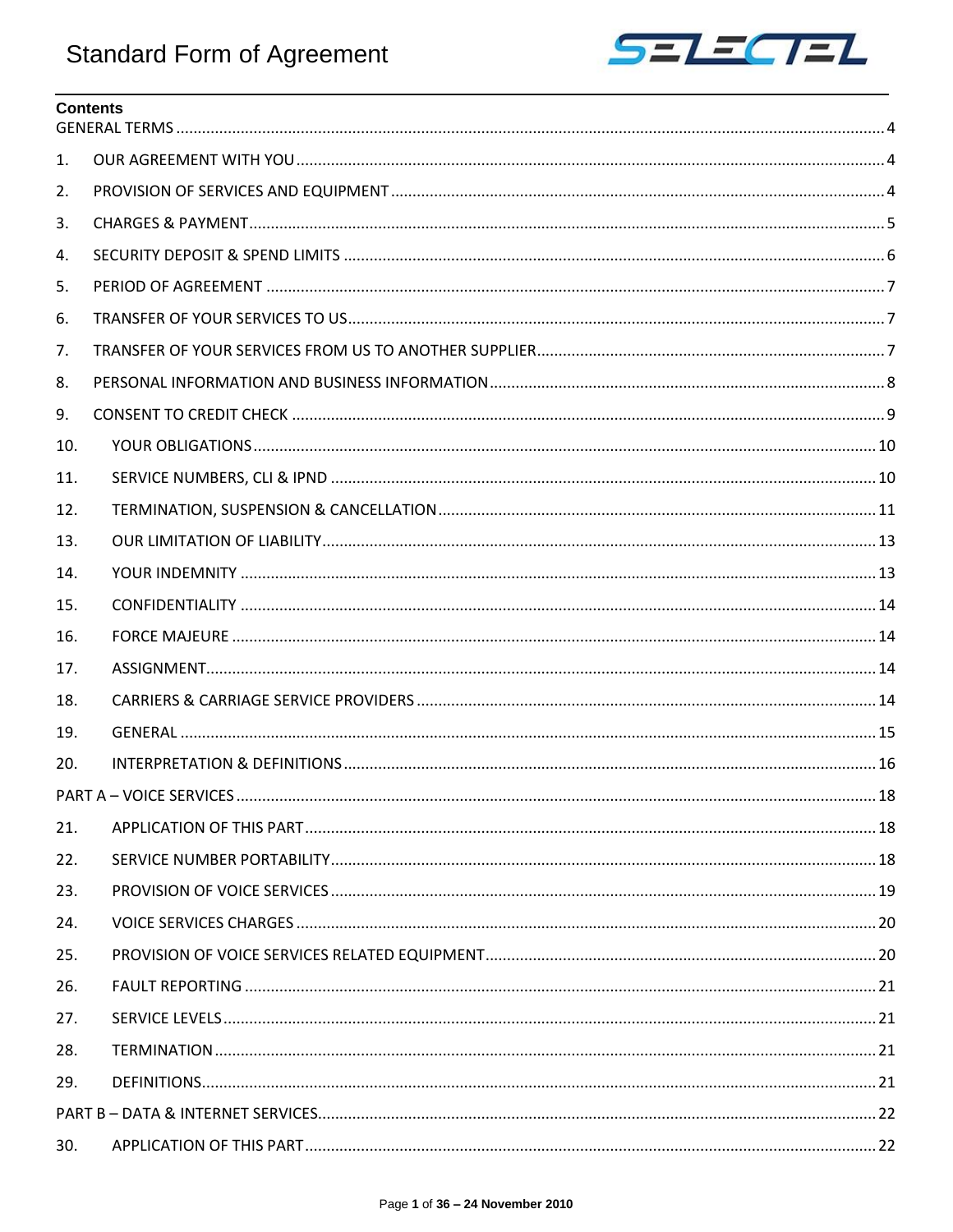# Standard Form of Agreement

SELECTEL

## Contents

GENERAL TERMS .......... 4

1. OUR AGREEMENT WITH YOU .......... 4
2. PROVISION OF SERVICES AND EQUIPMENT .......... 4
3. CHARGES & PAYMENT .......... 5
4. SECURITY DEPOSIT & SPEND LIMITS .......... 6
5. PERIOD OF AGREEMENT .......... 7
6. TRANSFER OF YOUR SERVICES TO US .......... 7
7. TRANSFER OF YOUR SERVICES FROM US TO ANOTHER SUPPLIER .......... 7
8. PERSONAL INFORMATION AND BUSINESS INFORMATION .......... 8
9. CONSENT TO CREDIT CHECK .......... 9
10. YOUR OBLIGATIONS .......... 10
11. SERVICE NUMBERS, CLI & IPND .......... 10
12. TERMINATION, SUSPENSION & CANCELLATION .......... 11
13. OUR LIMITATION OF LIABILITY .......... 13
14. YOUR INDEMNITY .......... 13
15. CONFIDENTIALITY .......... 14
16. FORCE MAJEURE .......... 14
17. ASSIGNMENT .......... 14
18. CARRIERS & CARRIAGE SERVICE PROVIDERS .......... 14
19. GENERAL .......... 15
20. INTERPRETATION & DEFINITIONS .......... 16

PART A – VOICE SERVICES .......... 18

21. APPLICATION OF THIS PART .......... 18
22. SERVICE NUMBER PORTABILITY .......... 18
23. PROVISION OF VOICE SERVICES .......... 19
24. VOICE SERVICES CHARGES .......... 20
25. PROVISION OF VOICE SERVICES RELATED EQUIPMENT .......... 20
26. FAULT REPORTING .......... 21
27. SERVICE LEVELS .......... 21
28. TERMINATION .......... 21
29. DEFINITIONS .......... 21

PART B – DATA & INTERNET SERVICES .......... 22

30. APPLICATION OF THIS PART .......... 22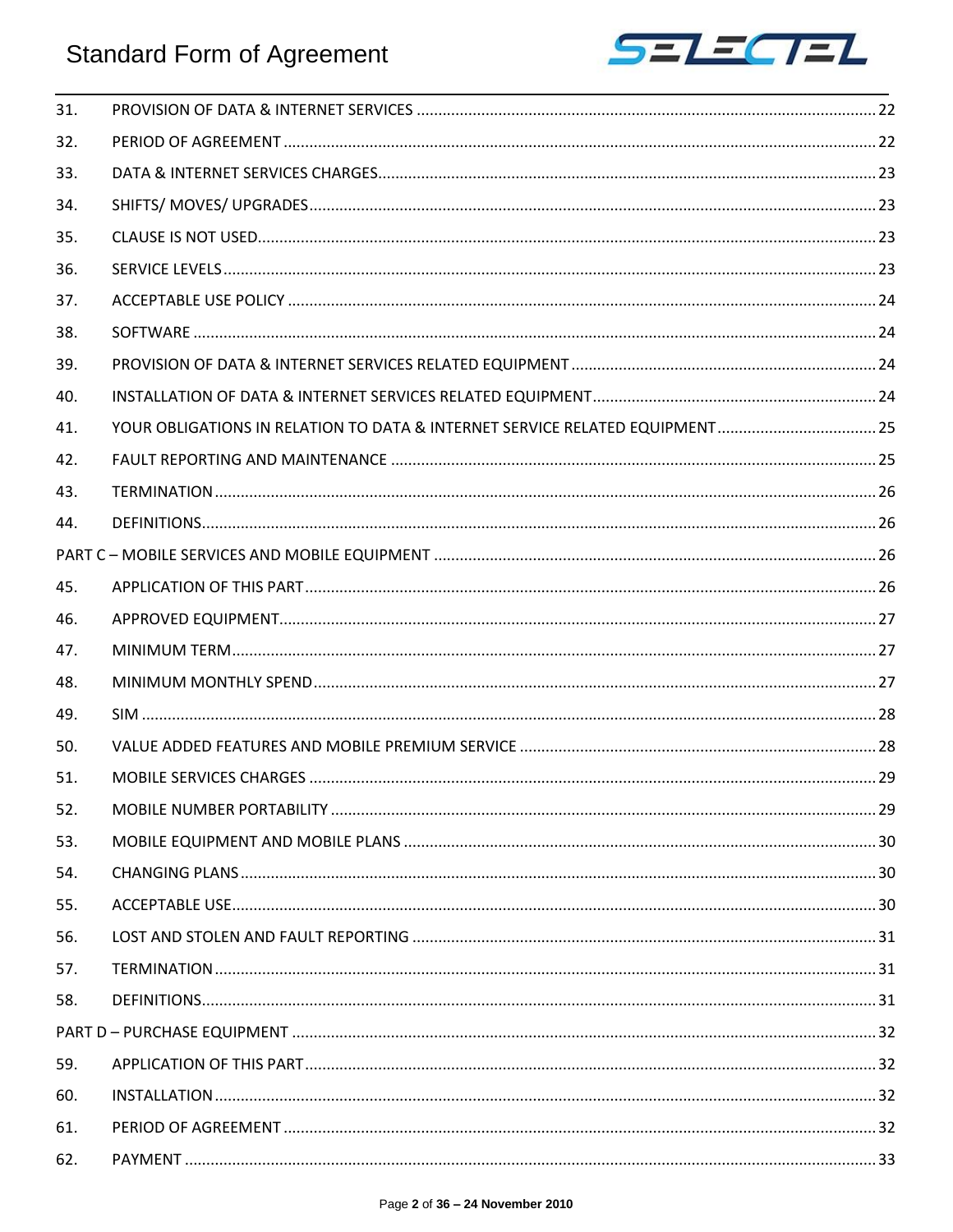| | | |
|---|---|---|
| 31. | PROVISION OF DATA & INTERNET SERVICES | 22 |
| 32. | PERIOD OF AGREEMENT | 22 |
| 33. | DATA & INTERNET SERVICES CHARGES | 23 |
| 34. | SHIFTS/ MOVES/ UPGRADES | 23 |
| 35. | CLAUSE IS NOT USED | 23 |
| 36. | SERVICE LEVELS | 23 |
| 37. | ACCEPTABLE USE POLICY | 24 |
| 38. | SOFTWARE | 24 |
| 39. | PROVISION OF DATA & INTERNET SERVICES RELATED EQUIPMENT | 24 |
| 40. | INSTALLATION OF DATA & INTERNET SERVICES RELATED EQUIPMENT | 24 |
| 41. | YOUR OBLIGATIONS IN RELATION TO DATA & INTERNET SERVICE RELATED EQUIPMENT | 25 |
| 42. | FAULT REPORTING AND MAINTENANCE | 25 |
| 43. | TERMINATION | 26 |
| 44. | DEFINITIONS | 26 |
| PART C – MOBILE SERVICES AND MOBILE EQUIPMENT | | 26 |
| 45. | APPLICATION OF THIS PART | 26 |
| 46. | APPROVED EQUIPMENT | 27 |
| 47. | MINIMUM TERM | 27 |
| 48. | MINIMUM MONTHLY SPEND | 27 |
| 49. | SIM | 28 |
| 50. | VALUE ADDED FEATURES AND MOBILE PREMIUM SERVICE | 28 |
| 51. | MOBILE SERVICES CHARGES | 29 |
| 52. | MOBILE NUMBER PORTABILITY | 29 |
| 53. | MOBILE EQUIPMENT AND MOBILE PLANS | 30 |
| 54. | CHANGING PLANS | 30 |
| 55. | ACCEPTABLE USE | 30 |
| 56. | LOST AND STOLEN AND FAULT REPORTING | 31 |
| 57. | TERMINATION | 31 |
| 58. | DEFINITIONS | 31 |
| PART D – PURCHASE EQUIPMENT | | 32 |
| 59. | APPLICATION OF THIS PART | 32 |
| 60. | INSTALLATION | 32 |
| 61. | PERIOD OF AGREEMENT | 32 |
| 62. | PAYMENT | 33 |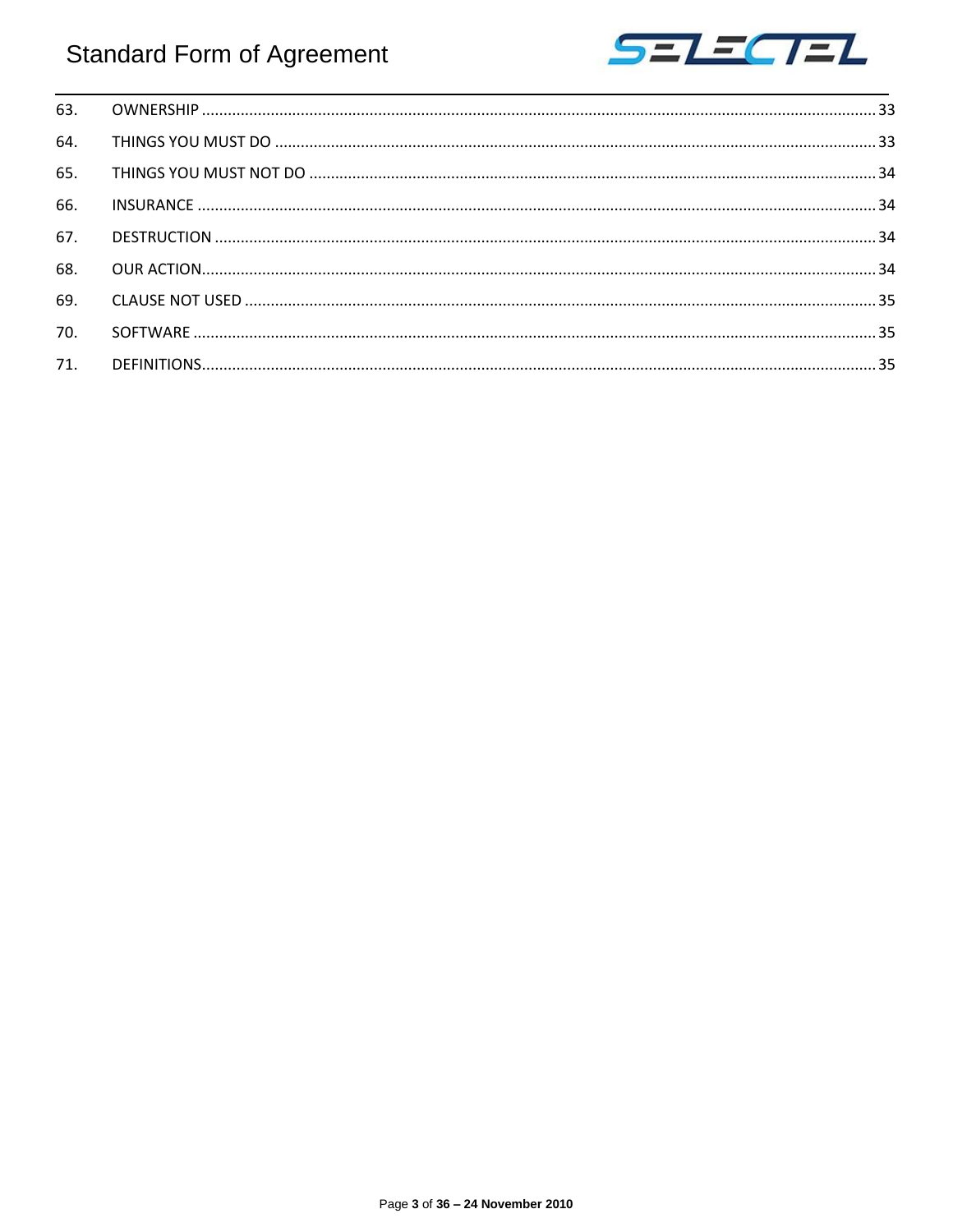| | | |
|---|---|---|
| 63. | OWNERSHIP | 33 |
| 64. | THINGS YOU MUST DO | 33 |
| 65. | THINGS YOU MUST NOT DO | 34 |
| 66. | INSURANCE | 34 |
| 67. | DESTRUCTION | 34 |
| 68. | OUR ACTION | 34 |
| 69. | CLAUSE NOT USED | 35 |
| 70. | SOFTWARE | 35 |
| 71. | DEFINITIONS | 35 |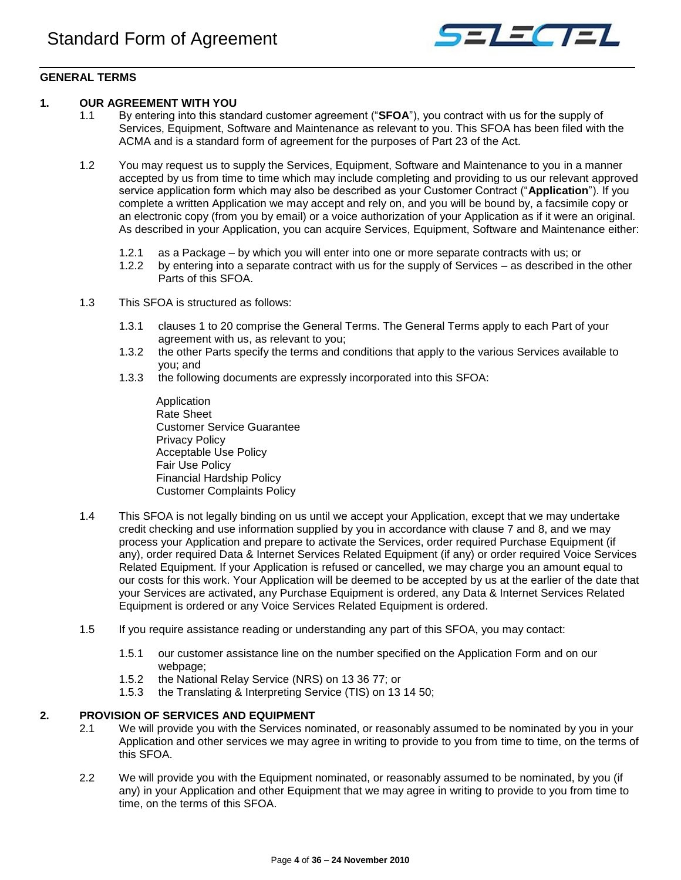# Standard Form of Agreement

## GENERAL TERMS

### 1. OUR AGREEMENT WITH YOU

1.1 By entering into this standard customer agreement ("**SFOA**"), you contract with us for the supply of Services, Equipment, Software and Maintenance as relevant to you. This SFOA has been filed with the ACMA and is a standard form of agreement for the purposes of Part 23 of the Act.

1.2 You may request us to supply the Services, Equipment, Software and Maintenance to you in a manner accepted by us from time to time which may include completing and providing to us our relevant approved service application form which may also be described as your Customer Contract ("**Application**"). If you complete a written Application we may accept and rely on, and you will be bound by, a facsimile copy or an electronic copy (from you by email) or a voice authorization of your Application as if it were an original. As described in your Application, you can acquire Services, Equipment, Software and Maintenance either:

1.2.1 as a Package – by which you will enter into one or more separate contracts with us; or

1.2.2 by entering into a separate contract with us for the supply of Services – as described in the other Parts of this SFOA.

1.3 This SFOA is structured as follows:

1.3.1 clauses 1 to 20 comprise the General Terms. The General Terms apply to each Part of your agreement with us, as relevant to you;

1.3.2 the other Parts specify the terms and conditions that apply to the various Services available to you; and

1.3.3 the following documents are expressly incorporated into this SFOA:

Application
Rate Sheet
Customer Service Guarantee
Privacy Policy
Acceptable Use Policy
Fair Use Policy
Financial Hardship Policy
Customer Complaints Policy

1.4 This SFOA is not legally binding on us until we accept your Application, except that we may undertake credit checking and use information supplied by you in accordance with clause 7 and 8, and we may process your Application and prepare to activate the Services, order required Purchase Equipment (if any), order required Data & Internet Services Related Equipment (if any) or order required Voice Services Related Equipment. If your Application is refused or cancelled, we may charge you an amount equal to our costs for this work. Your Application will be deemed to be accepted by us at the earlier of the date that your Services are activated, any Purchase Equipment is ordered, any Data & Internet Services Related Equipment is ordered or any Voice Services Related Equipment is ordered.

1.5 If you require assistance reading or understanding any part of this SFOA, you may contact:

1.5.1 our customer assistance line on the number specified on the Application Form and on our webpage;

1.5.2 the National Relay Service (NRS) on 13 36 77; or

1.5.3 the Translating & Interpreting Service (TIS) on 13 14 50;

### 2. PROVISION OF SERVICES AND EQUIPMENT

2.1 We will provide you with the Services nominated, or reasonably assumed to be nominated by you in your Application and other services we may agree in writing to provide to you from time to time, on the terms of this SFOA.

2.2 We will provide you with the Equipment nominated, or reasonably assumed to be nominated, by you (if any) in your Application and other Equipment that we may agree in writing to provide to you from time to time, on the terms of this SFOA.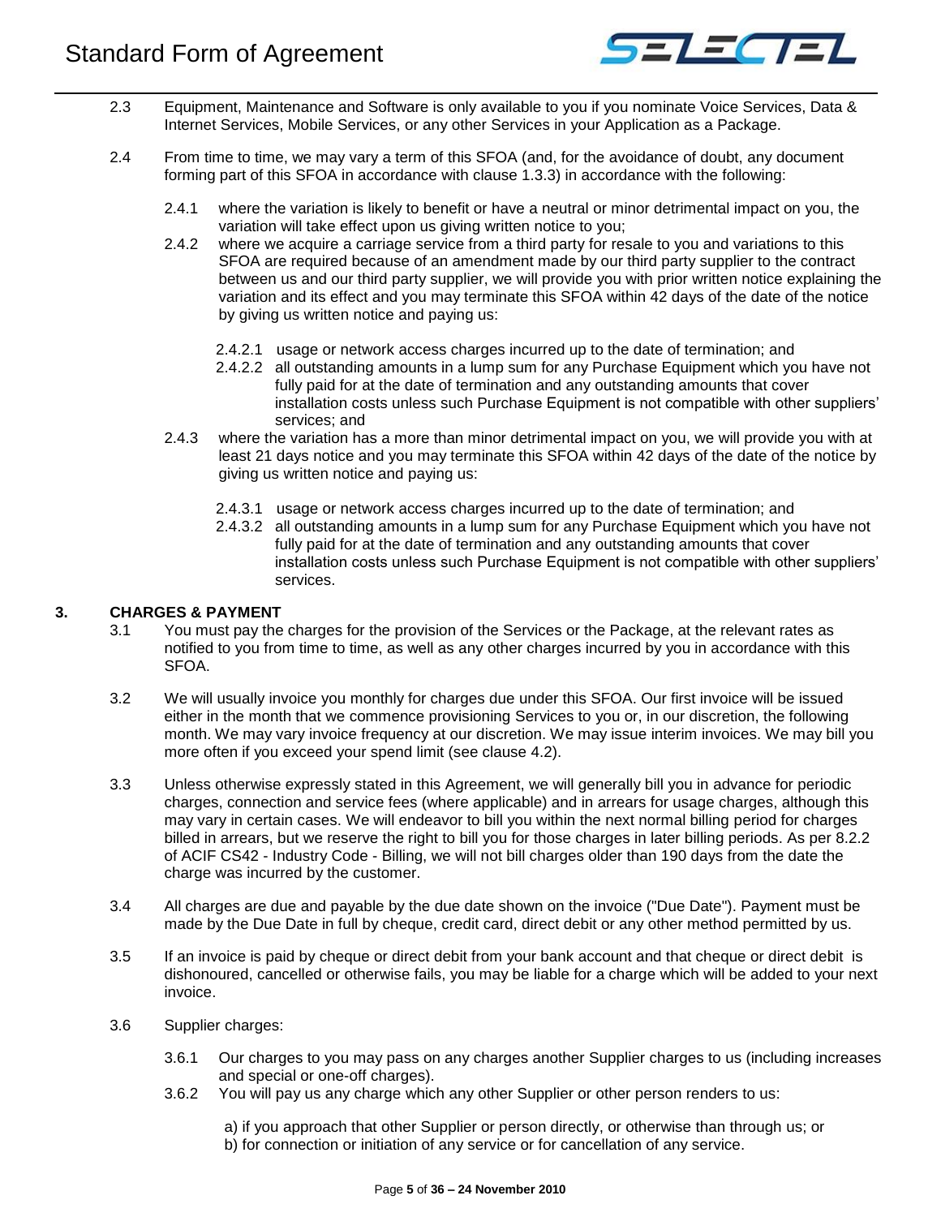2.3 Equipment, Maintenance and Software is only available to you if you nominate Voice Services, Data & Internet Services, Mobile Services, or any other Services in your Application as a Package.

2.4 From time to time, we may vary a term of this SFOA (and, for the avoidance of doubt, any document forming part of this SFOA in accordance with clause 1.3.3) in accordance with the following:

2.4.1 where the variation is likely to benefit or have a neutral or minor detrimental impact on you, the variation will take effect upon us giving written notice to you;

2.4.2 where we acquire a carriage service from a third party for resale to you and variations to this SFOA are required because of an amendment made by our third party supplier to the contract between us and our third party supplier, we will provide you with prior written notice explaining the variation and its effect and you may terminate this SFOA within 42 days of the date of the notice by giving us written notice and paying us:

2.4.2.1 usage or network access charges incurred up to the date of termination; and

2.4.2.2 all outstanding amounts in a lump sum for any Purchase Equipment which you have not fully paid for at the date of termination and any outstanding amounts that cover installation costs unless such Purchase Equipment is not compatible with other suppliers' services; and

2.4.3 where the variation has a more than minor detrimental impact on you, we will provide you with at least 21 days notice and you may terminate this SFOA within 42 days of the date of the notice by giving us written notice and paying us:

2.4.3.1 usage or network access charges incurred up to the date of termination; and

2.4.3.2 all outstanding amounts in a lump sum for any Purchase Equipment which you have not fully paid for at the date of termination and any outstanding amounts that cover installation costs unless such Purchase Equipment is not compatible with other suppliers' services.

## 3. CHARGES & PAYMENT

3.1 You must pay the charges for the provision of the Services or the Package, at the relevant rates as notified to you from time to time, as well as any other charges incurred by you in accordance with this SFOA.

3.2 We will usually invoice you monthly for charges due under this SFOA. Our first invoice will be issued either in the month that we commence provisioning Services to you or, in our discretion, the following month. We may vary invoice frequency at our discretion. We may issue interim invoices. We may bill you more often if you exceed your spend limit (see clause 4.2).

3.3 Unless otherwise expressly stated in this Agreement, we will generally bill you in advance for periodic charges, connection and service fees (where applicable) and in arrears for usage charges, although this may vary in certain cases. We will endeavor to bill you within the next normal billing period for charges billed in arrears, but we reserve the right to bill you for those charges in later billing periods. As per 8.2.2 of ACIF CS42 - Industry Code - Billing, we will not bill charges older than 190 days from the date the charge was incurred by the customer.

3.4 All charges are due and payable by the due date shown on the invoice ("Due Date"). Payment must be made by the Due Date in full by cheque, credit card, direct debit or any other method permitted by us.

3.5 If an invoice is paid by cheque or direct debit from your bank account and that cheque or direct debit is dishonoured, cancelled or otherwise fails, you may be liable for a charge which will be added to your next invoice.

3.6 Supplier charges:

3.6.1 Our charges to you may pass on any charges another Supplier charges to us (including increases and special or one-off charges).

3.6.2 You will pay us any charge which any other Supplier or other person renders to us:

a) if you approach that other Supplier or person directly, or otherwise than through us; or
b) for connection or initiation of any service or for cancellation of any service.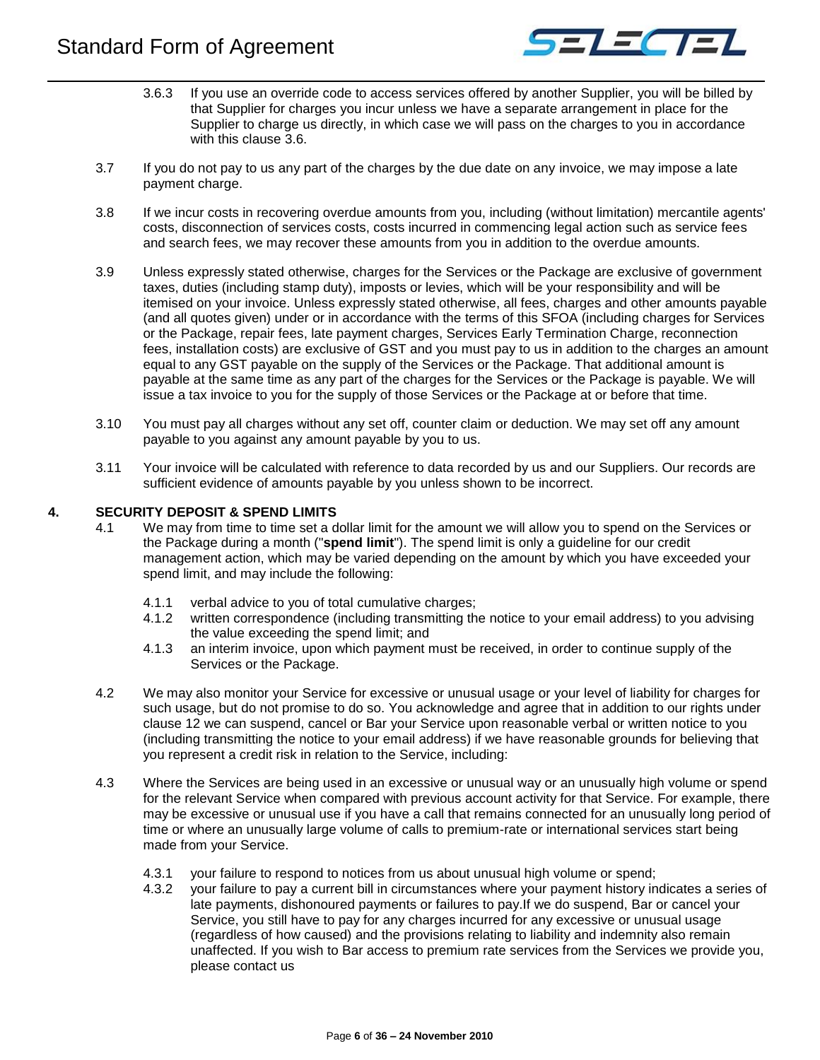3.6.3 If you use an override code to access services offered by another Supplier, you will be billed by that Supplier for charges you incur unless we have a separate arrangement in place for the Supplier to charge us directly, in which case we will pass on the charges to you in accordance with this clause 3.6.

3.7 If you do not pay to us any part of the charges by the due date on any invoice, we may impose a late payment charge.

3.8 If we incur costs in recovering overdue amounts from you, including (without limitation) mercantile agents' costs, disconnection of services costs, costs incurred in commencing legal action such as service fees and search fees, we may recover these amounts from you in addition to the overdue amounts.

3.9 Unless expressly stated otherwise, charges for the Services or the Package are exclusive of government taxes, duties (including stamp duty), imposts or levies, which will be your responsibility and will be itemised on your invoice. Unless expressly stated otherwise, all fees, charges and other amounts payable (and all quotes given) under or in accordance with the terms of this SFOA (including charges for Services or the Package, repair fees, late payment charges, Services Early Termination Charge, reconnection fees, installation costs) are exclusive of GST and you must pay to us in addition to the charges an amount equal to any GST payable on the supply of the Services or the Package. That additional amount is payable at the same time as any part of the charges for the Services or the Package is payable. We will issue a tax invoice to you for the supply of those Services or the Package at or before that time.

3.10 You must pay all charges without any set off, counter claim or deduction. We may set off any amount payable to you against any amount payable by you to us.

3.11 Your invoice will be calculated with reference to data recorded by us and our Suppliers. Our records are sufficient evidence of amounts payable by you unless shown to be incorrect.

## 4. SECURITY DEPOSIT & SPEND LIMITS

4.1 We may from time to time set a dollar limit for the amount we will allow you to spend on the Services or the Package during a month ("**spend limit**"). The spend limit is only a guideline for our credit management action, which may be varied depending on the amount by which you have exceeded your spend limit, and may include the following:

4.1.1 verbal advice to you of total cumulative charges;
4.1.2 written correspondence (including transmitting the notice to your email address) to you advising the value exceeding the spend limit; and
4.1.3 an interim invoice, upon which payment must be received, in order to continue supply of the Services or the Package.

4.2 We may also monitor your Service for excessive or unusual usage or your level of liability for charges for such usage, but do not promise to do so. You acknowledge and agree that in addition to our rights under clause 12 we can suspend, cancel or Bar your Service upon reasonable verbal or written notice to you (including transmitting the notice to your email address) if we have reasonable grounds for believing that you represent a credit risk in relation to the Service, including:

4.3 Where the Services are being used in an excessive or unusual way or an unusually high volume or spend for the relevant Service when compared with previous account activity for that Service. For example, there may be excessive or unusual use if you have a call that remains connected for an unusually long period of time or where an unusually large volume of calls to premium-rate or international services start being made from your Service.

4.3.1 your failure to respond to notices from us about unusual high volume or spend;
4.3.2 your failure to pay a current bill in circumstances where your payment history indicates a series of late payments, dishonoured payments or failures to pay.If we do suspend, Bar or cancel your Service, you still have to pay for any charges incurred for any excessive or unusual usage (regardless of how caused) and the provisions relating to liability and indemnity also remain unaffected. If you wish to Bar access to premium rate services from the Services we provide you, please contact us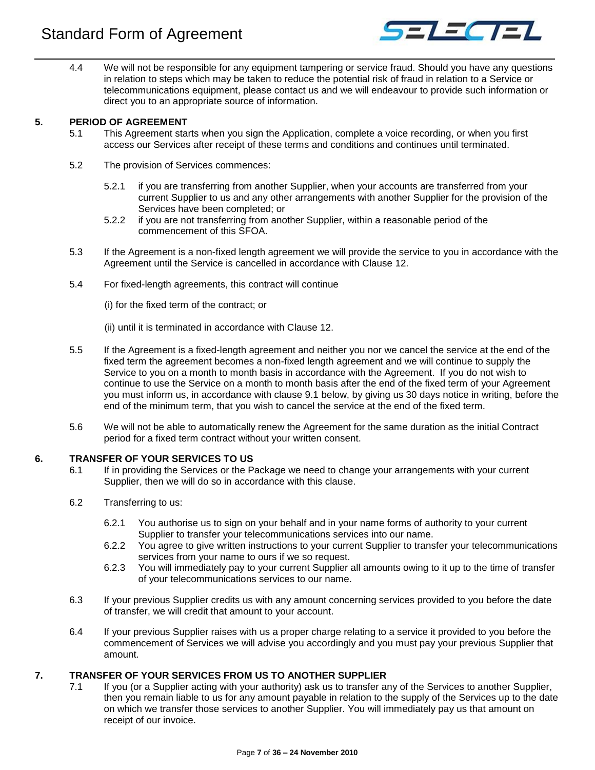4.4 We will not be responsible for any equipment tampering or service fraud. Should you have any questions in relation to steps which may be taken to reduce the potential risk of fraud in relation to a Service or telecommunications equipment, please contact us and we will endeavour to provide such information or direct you to an appropriate source of information.

## 5. PERIOD OF AGREEMENT

5.1 This Agreement starts when you sign the Application, complete a voice recording, or when you first access our Services after receipt of these terms and conditions and continues until terminated.

5.2 The provision of Services commences:

5.2.1 if you are transferring from another Supplier, when your accounts are transferred from your current Supplier to us and any other arrangements with another Supplier for the provision of the Services have been completed; or

5.2.2 if you are not transferring from another Supplier, within a reasonable period of the commencement of this SFOA.

5.3 If the Agreement is a non-fixed length agreement we will provide the service to you in accordance with the Agreement until the Service is cancelled in accordance with Clause 12.

5.4 For fixed-length agreements, this contract will continue

(i) for the fixed term of the contract; or

(ii) until it is terminated in accordance with Clause 12.

5.5 If the Agreement is a fixed-length agreement and neither you nor we cancel the service at the end of the fixed term the agreement becomes a non-fixed length agreement and we will continue to supply the Service to you on a month to month basis in accordance with the Agreement. If you do not wish to continue to use the Service on a month to month basis after the end of the fixed term of your Agreement you must inform us, in accordance with clause 9.1 below, by giving us 30 days notice in writing, before the end of the minimum term, that you wish to cancel the service at the end of the fixed term.

5.6 We will not be able to automatically renew the Agreement for the same duration as the initial Contract period for a fixed term contract without your written consent.

## 6. TRANSFER OF YOUR SERVICES TO US

6.1 If in providing the Services or the Package we need to change your arrangements with your current Supplier, then we will do so in accordance with this clause.

6.2 Transferring to us:

6.2.1 You authorise us to sign on your behalf and in your name forms of authority to your current Supplier to transfer your telecommunications services into our name.

6.2.2 You agree to give written instructions to your current Supplier to transfer your telecommunications services from your name to ours if we so request.

6.2.3 You will immediately pay to your current Supplier all amounts owing to it up to the time of transfer of your telecommunications services to our name.

6.3 If your previous Supplier credits us with any amount concerning services provided to you before the date of transfer, we will credit that amount to your account.

6.4 If your previous Supplier raises with us a proper charge relating to a service it provided to you before the commencement of Services we will advise you accordingly and you must pay your previous Supplier that amount.

## 7. TRANSFER OF YOUR SERVICES FROM US TO ANOTHER SUPPLIER

7.1 If you (or a Supplier acting with your authority) ask us to transfer any of the Services to another Supplier, then you remain liable to us for any amount payable in relation to the supply of the Services up to the date on which we transfer those services to another Supplier. You will immediately pay us that amount on receipt of our invoice.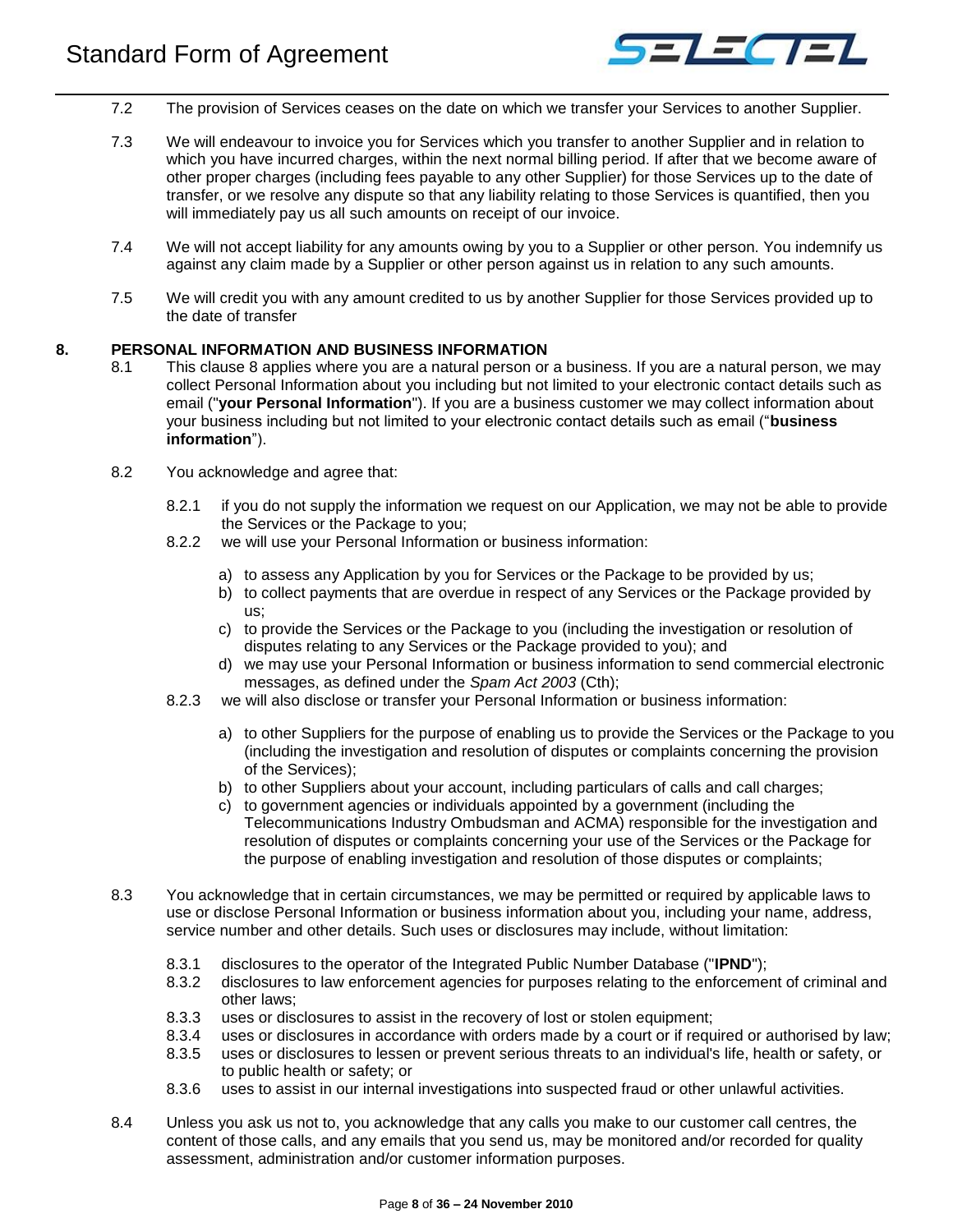7.2 The provision of Services ceases on the date on which we transfer your Services to another Supplier.

7.3 We will endeavour to invoice you for Services which you transfer to another Supplier and in relation to which you have incurred charges, within the next normal billing period. If after that we become aware of other proper charges (including fees payable to any other Supplier) for those Services up to the date of transfer, or we resolve any dispute so that any liability relating to those Services is quantified, then you will immediately pay us all such amounts on receipt of our invoice.

7.4 We will not accept liability for any amounts owing by you to a Supplier or other person. You indemnify us against any claim made by a Supplier or other person against us in relation to any such amounts.

7.5 We will credit you with any amount credited to us by another Supplier for those Services provided up to the date of transfer

## 8. PERSONAL INFORMATION AND BUSINESS INFORMATION

8.1 This clause 8 applies where you are a natural person or a business. If you are a natural person, we may collect Personal Information about you including but not limited to your electronic contact details such as email ("**your Personal Information**"). If you are a business customer we may collect information about your business including but not limited to your electronic contact details such as email ("**business information**").

8.2 You acknowledge and agree that:

8.2.1 if you do not supply the information we request on our Application, we may not be able to provide the Services or the Package to you;

8.2.2 we will use your Personal Information or business information:

a) to assess any Application by you for Services or the Package to be provided by us;
b) to collect payments that are overdue in respect of any Services or the Package provided by us;
c) to provide the Services or the Package to you (including the investigation or resolution of disputes relating to any Services or the Package provided to you); and
d) we may use your Personal Information or business information to send commercial electronic messages, as defined under the *Spam Act 2003* (Cth);

8.2.3 we will also disclose or transfer your Personal Information or business information:

a) to other Suppliers for the purpose of enabling us to provide the Services or the Package to you (including the investigation and resolution of disputes or complaints concerning the provision of the Services);
b) to other Suppliers about your account, including particulars of calls and call charges;
c) to government agencies or individuals appointed by a government (including the Telecommunications Industry Ombudsman and ACMA) responsible for the investigation and resolution of disputes or complaints concerning your use of the Services or the Package for the purpose of enabling investigation and resolution of those disputes or complaints;

8.3 You acknowledge that in certain circumstances, we may be permitted or required by applicable laws to use or disclose Personal Information or business information about you, including your name, address, service number and other details. Such uses or disclosures may include, without limitation:

8.3.1 disclosures to the operator of the Integrated Public Number Database ("**IPND**");
8.3.2 disclosures to law enforcement agencies for purposes relating to the enforcement of criminal and other laws;
8.3.3 uses or disclosures to assist in the recovery of lost or stolen equipment;
8.3.4 uses or disclosures in accordance with orders made by a court or if required or authorised by law;
8.3.5 uses or disclosures to lessen or prevent serious threats to an individual's life, health or safety, or to public health or safety; or
8.3.6 uses to assist in our internal investigations into suspected fraud or other unlawful activities.

8.4 Unless you ask us not to, you acknowledge that any calls you make to our customer call centres, the content of those calls, and any emails that you send us, may be monitored and/or recorded for quality assessment, administration and/or customer information purposes.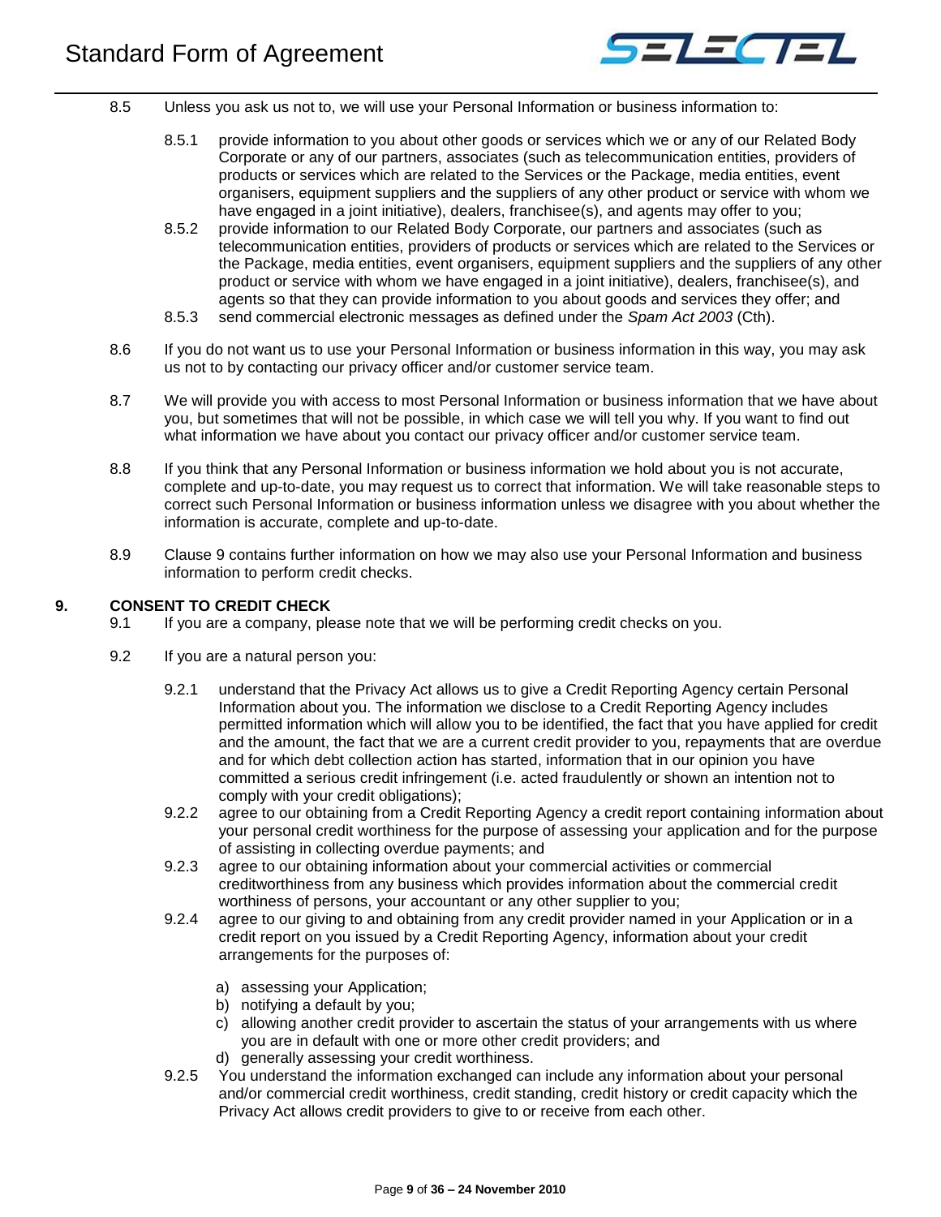8.5 Unless you ask us not to, we will use your Personal Information or business information to:

8.5.1 provide information to you about other goods or services which we or any of our Related Body Corporate or any of our partners, associates (such as telecommunication entities, providers of products or services which are related to the Services or the Package, media entities, event organisers, equipment suppliers and the suppliers of any other product or service with whom we have engaged in a joint initiative), dealers, franchisee(s), and agents may offer to you;

8.5.2 provide information to our Related Body Corporate, our partners and associates (such as telecommunication entities, providers of products or services which are related to the Services or the Package, media entities, event organisers, equipment suppliers and the suppliers of any other product or service with whom we have engaged in a joint initiative), dealers, franchisee(s), and agents so that they can provide information to you about goods and services they offer; and

8.5.3 send commercial electronic messages as defined under the *Spam Act 2003* (Cth).

8.6 If you do not want us to use your Personal Information or business information in this way, you may ask us not to by contacting our privacy officer and/or customer service team.

8.7 We will provide you with access to most Personal Information or business information that we have about you, but sometimes that will not be possible, in which case we will tell you why. If you want to find out what information we have about you contact our privacy officer and/or customer service team.

8.8 If you think that any Personal Information or business information we hold about you is not accurate, complete and up-to-date, you may request us to correct that information. We will take reasonable steps to correct such Personal Information or business information unless we disagree with you about whether the information is accurate, complete and up-to-date.

8.9 Clause 9 contains further information on how we may also use your Personal Information and business information to perform credit checks.

## 9. CONSENT TO CREDIT CHECK

9.1 If you are a company, please note that we will be performing credit checks on you.

9.2 If you are a natural person you:

9.2.1 understand that the Privacy Act allows us to give a Credit Reporting Agency certain Personal Information about you. The information we disclose to a Credit Reporting Agency includes permitted information which will allow you to be identified, the fact that you have applied for credit and the amount, the fact that we are a current credit provider to you, repayments that are overdue and for which debt collection action has started, information that in our opinion you have committed a serious credit infringement (i.e. acted fraudulently or shown an intention not to comply with your credit obligations);

9.2.2 agree to our obtaining from a Credit Reporting Agency a credit report containing information about your personal credit worthiness for the purpose of assessing your application and for the purpose of assisting in collecting overdue payments; and

9.2.3 agree to our obtaining information about your commercial activities or commercial creditworthiness from any business which provides information about the commercial credit worthiness of persons, your accountant or any other supplier to you;

9.2.4 agree to our giving to and obtaining from any credit provider named in your Application or in a credit report on you issued by a Credit Reporting Agency, information about your credit arrangements for the purposes of:

a) assessing your Application;
b) notifying a default by you;
c) allowing another credit provider to ascertain the status of your arrangements with us where you are in default with one or more other credit providers; and
d) generally assessing your credit worthiness.

9.2.5 You understand the information exchanged can include any information about your personal and/or commercial credit worthiness, credit standing, credit history or credit capacity which the Privacy Act allows credit providers to give to or receive from each other.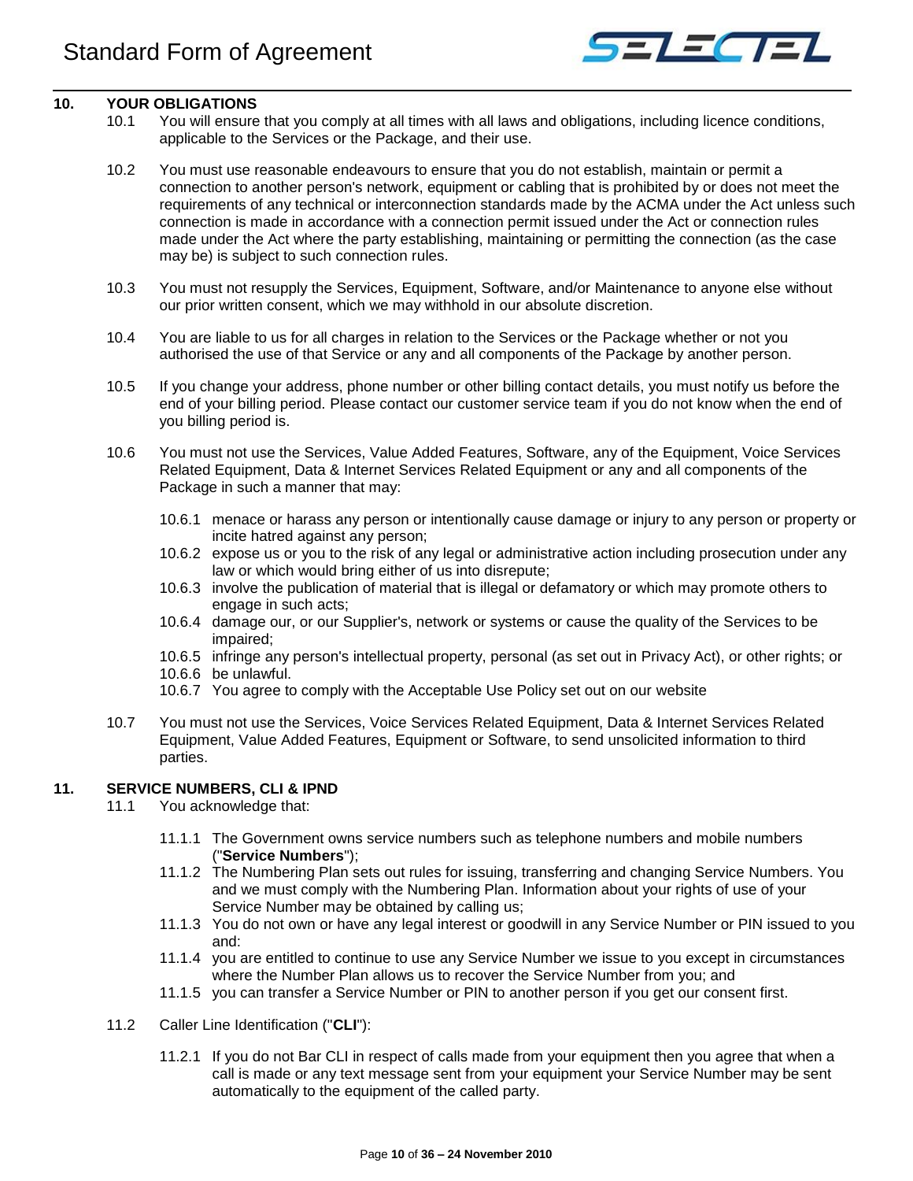## 10. YOUR OBLIGATIONS

10.1 You will ensure that you comply at all times with all laws and obligations, including licence conditions, applicable to the Services or the Package, and their use.

10.2 You must use reasonable endeavours to ensure that you do not establish, maintain or permit a connection to another person's network, equipment or cabling that is prohibited by or does not meet the requirements of any technical or interconnection standards made by the ACMA under the Act unless such connection is made in accordance with a connection permit issued under the Act or connection rules made under the Act where the party establishing, maintaining or permitting the connection (as the case may be) is subject to such connection rules.

10.3 You must not resupply the Services, Equipment, Software, and/or Maintenance to anyone else without our prior written consent, which we may withhold in our absolute discretion.

10.4 You are liable to us for all charges in relation to the Services or the Package whether or not you authorised the use of that Service or any and all components of the Package by another person.

10.5 If you change your address, phone number or other billing contact details, you must notify us before the end of your billing period. Please contact our customer service team if you do not know when the end of you billing period is.

10.6 You must not use the Services, Value Added Features, Software, any of the Equipment, Voice Services Related Equipment, Data & Internet Services Related Equipment or any and all components of the Package in such a manner that may:

- 10.6.1 menace or harass any person or intentionally cause damage or injury to any person or property or incite hatred against any person;
- 10.6.2 expose us or you to the risk of any legal or administrative action including prosecution under any law or which would bring either of us into disrepute;
- 10.6.3 involve the publication of material that is illegal or defamatory or which may promote others to engage in such acts;
- 10.6.4 damage our, or our Supplier's, network or systems or cause the quality of the Services to be impaired;
- 10.6.5 infringe any person's intellectual property, personal (as set out in Privacy Act), or other rights; or
- 10.6.6 be unlawful.
- 10.6.7 You agree to comply with the Acceptable Use Policy set out on our website

10.7 You must not use the Services, Voice Services Related Equipment, Data & Internet Services Related Equipment, Value Added Features, Equipment or Software, to send unsolicited information to third parties.

## 11. SERVICE NUMBERS, CLI & IPND

11.1 You acknowledge that:

- 11.1.1 The Government owns service numbers such as telephone numbers and mobile numbers ("**Service Numbers**");
- 11.1.2 The Numbering Plan sets out rules for issuing, transferring and changing Service Numbers. You and we must comply with the Numbering Plan. Information about your rights of use of your Service Number may be obtained by calling us;
- 11.1.3 You do not own or have any legal interest or goodwill in any Service Number or PIN issued to you and:
- 11.1.4 you are entitled to continue to use any Service Number we issue to you except in circumstances where the Number Plan allows us to recover the Service Number from you; and
- 11.1.5 you can transfer a Service Number or PIN to another person if you get our consent first.

11.2 Caller Line Identification ("**CLI**"):

- 11.2.1 If you do not Bar CLI in respect of calls made from your equipment then you agree that when a call is made or any text message sent from your equipment your Service Number may be sent automatically to the equipment of the called party.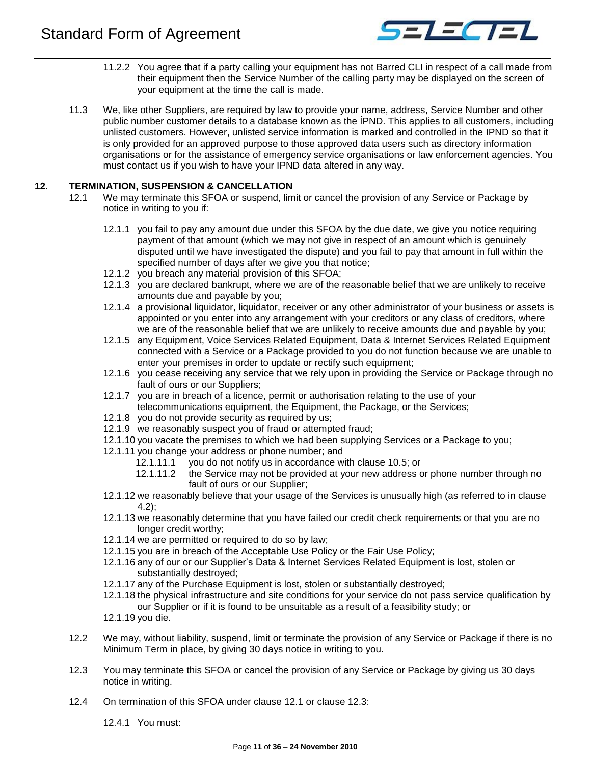11.2.2 You agree that if a party calling your equipment has not Barred CLI in respect of a call made from their equipment then the Service Number of the calling party may be displayed on the screen of your equipment at the time the call is made.

11.3 We, like other Suppliers, are required by law to provide your name, address, Service Number and other public number customer details to a database known as the ÍPND. This applies to all customers, including unlisted customers. However, unlisted service information is marked and controlled in the IPND so that it is only provided for an approved purpose to those approved data users such as directory information organisations or for the assistance of emergency service organisations or law enforcement agencies. You must contact us if you wish to have your IPND data altered in any way.

## 12. TERMINATION, SUSPENSION & CANCELLATION

12.1 We may terminate this SFOA or suspend, limit or cancel the provision of any Service or Package by notice in writing to you if:

12.1.1 you fail to pay any amount due under this SFOA by the due date, we give you notice requiring payment of that amount (which we may not give in respect of an amount which is genuinely disputed until we have investigated the dispute) and you fail to pay that amount in full within the specified number of days after we give you that notice;
12.1.2 you breach any material provision of this SFOA;
12.1.3 you are declared bankrupt, where we are of the reasonable belief that we are unlikely to receive amounts due and payable by you;
12.1.4 a provisional liquidator, liquidator, receiver or any other administrator of your business or assets is appointed or you enter into any arrangement with your creditors or any class of creditors, where we are of the reasonable belief that we are unlikely to receive amounts due and payable by you;
12.1.5 any Equipment, Voice Services Related Equipment, Data & Internet Services Related Equipment connected with a Service or a Package provided to you do not function because we are unable to enter your premises in order to update or rectify such equipment;
12.1.6 you cease receiving any service that we rely upon in providing the Service or Package through no fault of ours or our Suppliers;
12.1.7 you are in breach of a licence, permit or authorisation relating to the use of your telecommunications equipment, the Equipment, the Package, or the Services;
12.1.8 you do not provide security as required by us;
12.1.9 we reasonably suspect you of fraud or attempted fraud;
12.1.10 you vacate the premises to which we had been supplying Services or a Package to you;
12.1.11 you change your address or phone number; and
12.1.11.1 you do not notify us in accordance with clause 10.5; or
12.1.11.2 the Service may not be provided at your new address or phone number through no fault of ours or our Supplier;
12.1.12 we reasonably believe that your usage of the Services is unusually high (as referred to in clause 4.2);
12.1.13 we reasonably determine that you have failed our credit check requirements or that you are no longer credit worthy;
12.1.14 we are permitted or required to do so by law;
12.1.15 you are in breach of the Acceptable Use Policy or the Fair Use Policy;
12.1.16 any of our or our Supplier's Data & Internet Services Related Equipment is lost, stolen or substantially destroyed;
12.1.17 any of the Purchase Equipment is lost, stolen or substantially destroyed;
12.1.18 the physical infrastructure and site conditions for your service do not pass service qualification by our Supplier or if it is found to be unsuitable as a result of a feasibility study; or
12.1.19 you die.

12.2 We may, without liability, suspend, limit or terminate the provision of any Service or Package if there is no Minimum Term in place, by giving 30 days notice in writing to you.

12.3 You may terminate this SFOA or cancel the provision of any Service or Package by giving us 30 days notice in writing.

12.4 On termination of this SFOA under clause 12.1 or clause 12.3:

12.4.1 You must: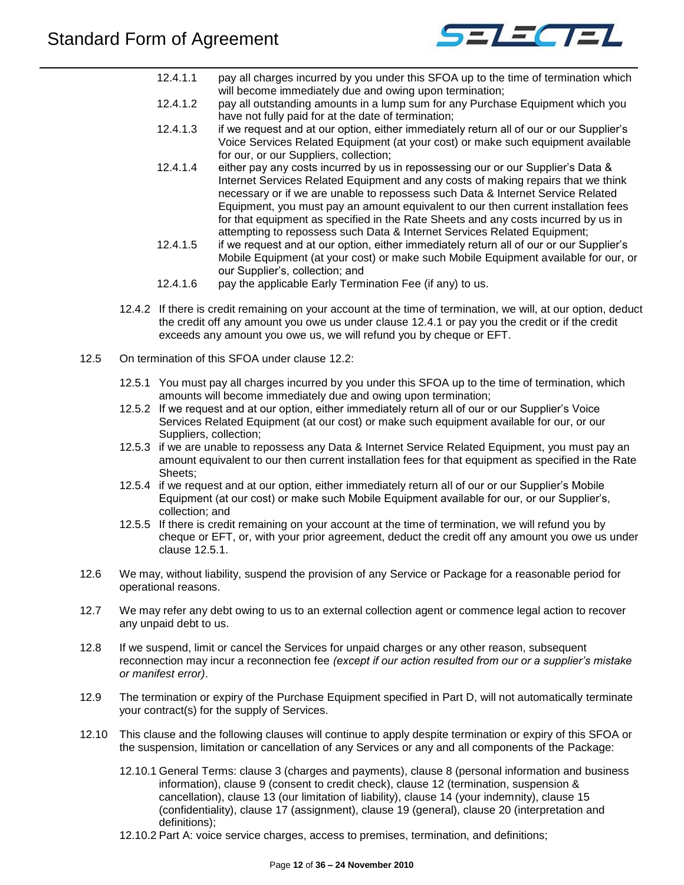12.4.1.1 pay all charges incurred by you under this SFOA up to the time of termination which will become immediately due and owing upon termination;

12.4.1.2 pay all outstanding amounts in a lump sum for any Purchase Equipment which you have not fully paid for at the date of termination;

12.4.1.3 if we request and at our option, either immediately return all of our or our Supplier's Voice Services Related Equipment (at your cost) or make such equipment available for our, or our Suppliers, collection;

12.4.1.4 either pay any costs incurred by us in repossessing our or our Supplier's Data & Internet Services Related Equipment and any costs of making repairs that we think necessary or if we are unable to repossess such Data & Internet Service Related Equipment, you must pay an amount equivalent to our then current installation fees for that equipment as specified in the Rate Sheets and any costs incurred by us in attempting to repossess such Data & Internet Services Related Equipment;

12.4.1.5 if we request and at our option, either immediately return all of our or our Supplier's Mobile Equipment (at your cost) or make such Mobile Equipment available for our, or our Supplier's, collection; and

12.4.1.6 pay the applicable Early Termination Fee (if any) to us.

12.4.2 If there is credit remaining on your account at the time of termination, we will, at our option, deduct the credit off any amount you owe us under clause 12.4.1 or pay you the credit or if the credit exceeds any amount you owe us, we will refund you by cheque or EFT.

12.5 On termination of this SFOA under clause 12.2:

12.5.1 You must pay all charges incurred by you under this SFOA up to the time of termination, which amounts will become immediately due and owing upon termination;

12.5.2 If we request and at our option, either immediately return all of our or our Supplier's Voice Services Related Equipment (at our cost) or make such equipment available for our, or our Suppliers, collection;

12.5.3 if we are unable to repossess any Data & Internet Service Related Equipment, you must pay an amount equivalent to our then current installation fees for that equipment as specified in the Rate Sheets;

12.5.4 if we request and at our option, either immediately return all of our or our Supplier's Mobile Equipment (at our cost) or make such Mobile Equipment available for our, or our Supplier's, collection; and

12.5.5 If there is credit remaining on your account at the time of termination, we will refund you by cheque or EFT, or, with your prior agreement, deduct the credit off any amount you owe us under clause 12.5.1.

12.6 We may, without liability, suspend the provision of any Service or Package for a reasonable period for operational reasons.

12.7 We may refer any debt owing to us to an external collection agent or commence legal action to recover any unpaid debt to us.

12.8 If we suspend, limit or cancel the Services for unpaid charges or any other reason, subsequent reconnection may incur a reconnection fee *(except if our action resulted from our or a supplier's mistake or manifest error)*.

12.9 The termination or expiry of the Purchase Equipment specified in Part D, will not automatically terminate your contract(s) for the supply of Services.

12.10 This clause and the following clauses will continue to apply despite termination or expiry of this SFOA or the suspension, limitation or cancellation of any Services or any and all components of the Package:

12.10.1 General Terms: clause 3 (charges and payments), clause 8 (personal information and business information), clause 9 (consent to credit check), clause 12 (termination, suspension & cancellation), clause 13 (our limitation of liability), clause 14 (your indemnity), clause 15 (confidentiality), clause 17 (assignment), clause 19 (general), clause 20 (interpretation and definitions);

12.10.2 Part A: voice service charges, access to premises, termination, and definitions;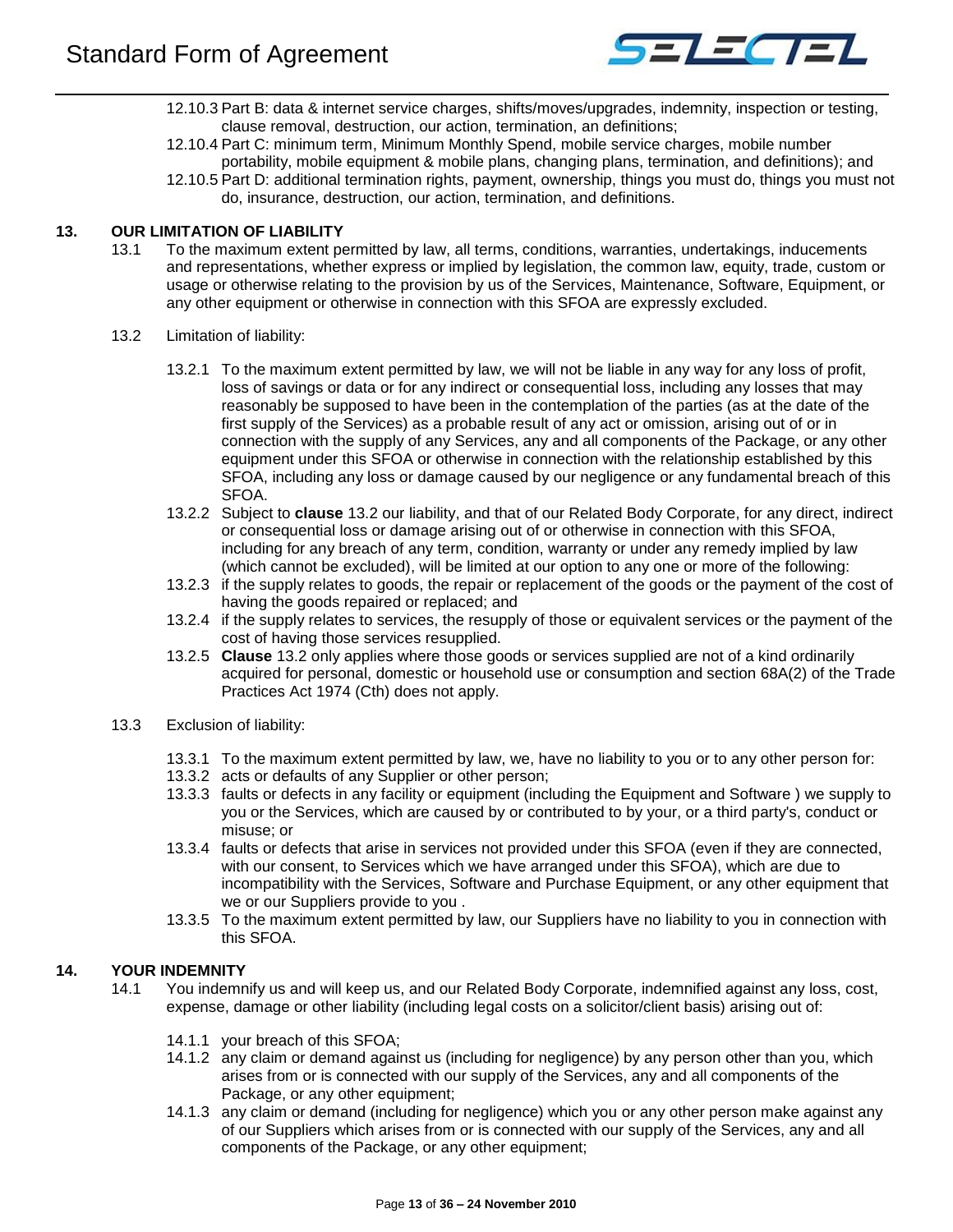12.10.3 Part B: data & internet service charges, shifts/moves/upgrades, indemnity, inspection or testing, clause removal, destruction, our action, termination, an definitions;

12.10.4 Part C: minimum term, Minimum Monthly Spend, mobile service charges, mobile number portability, mobile equipment & mobile plans, changing plans, termination, and definitions); and

12.10.5 Part D: additional termination rights, payment, ownership, things you must do, things you must not do, insurance, destruction, our action, termination, and definitions.

## 13. OUR LIMITATION OF LIABILITY

13.1 To the maximum extent permitted by law, all terms, conditions, warranties, undertakings, inducements and representations, whether express or implied by legislation, the common law, equity, trade, custom or usage or otherwise relating to the provision by us of the Services, Maintenance, Software, Equipment, or any other equipment or otherwise in connection with this SFOA are expressly excluded.

13.2 Limitation of liability:

13.2.1 To the maximum extent permitted by law, we will not be liable in any way for any loss of profit, loss of savings or data or for any indirect or consequential loss, including any losses that may reasonably be supposed to have been in the contemplation of the parties (as at the date of the first supply of the Services) as a probable result of any act or omission, arising out of or in connection with the supply of any Services, any and all components of the Package, or any other equipment under this SFOA or otherwise in connection with the relationship established by this SFOA, including any loss or damage caused by our negligence or any fundamental breach of this SFOA.

13.2.2 Subject to **clause** 13.2 our liability, and that of our Related Body Corporate, for any direct, indirect or consequential loss or damage arising out of or otherwise in connection with this SFOA, including for any breach of any term, condition, warranty or under any remedy implied by law (which cannot be excluded), will be limited at our option to any one or more of the following:

13.2.3 if the supply relates to goods, the repair or replacement of the goods or the payment of the cost of having the goods repaired or replaced; and

13.2.4 if the supply relates to services, the resupply of those or equivalent services or the payment of the cost of having those services resupplied.

13.2.5 **Clause** 13.2 only applies where those goods or services supplied are not of a kind ordinarily acquired for personal, domestic or household use or consumption and section 68A(2) of the Trade Practices Act 1974 (Cth) does not apply.

13.3 Exclusion of liability:

13.3.1 To the maximum extent permitted by law, we, have no liability to you or to any other person for:

13.3.2 acts or defaults of any Supplier or other person;

13.3.3 faults or defects in any facility or equipment (including the Equipment and Software ) we supply to you or the Services, which are caused by or contributed to by your, or a third party's, conduct or misuse; or

13.3.4 faults or defects that arise in services not provided under this SFOA (even if they are connected, with our consent, to Services which we have arranged under this SFOA), which are due to incompatibility with the Services, Software and Purchase Equipment, or any other equipment that we or our Suppliers provide to you .

13.3.5 To the maximum extent permitted by law, our Suppliers have no liability to you in connection with this SFOA.

## 14. YOUR INDEMNITY

14.1 You indemnify us and will keep us, and our Related Body Corporate, indemnified against any loss, cost, expense, damage or other liability (including legal costs on a solicitor/client basis) arising out of:

14.1.1 your breach of this SFOA;

14.1.2 any claim or demand against us (including for negligence) by any person other than you, which arises from or is connected with our supply of the Services, any and all components of the Package, or any other equipment;

14.1.3 any claim or demand (including for negligence) which you or any other person make against any of our Suppliers which arises from or is connected with our supply of the Services, any and all components of the Package, or any other equipment;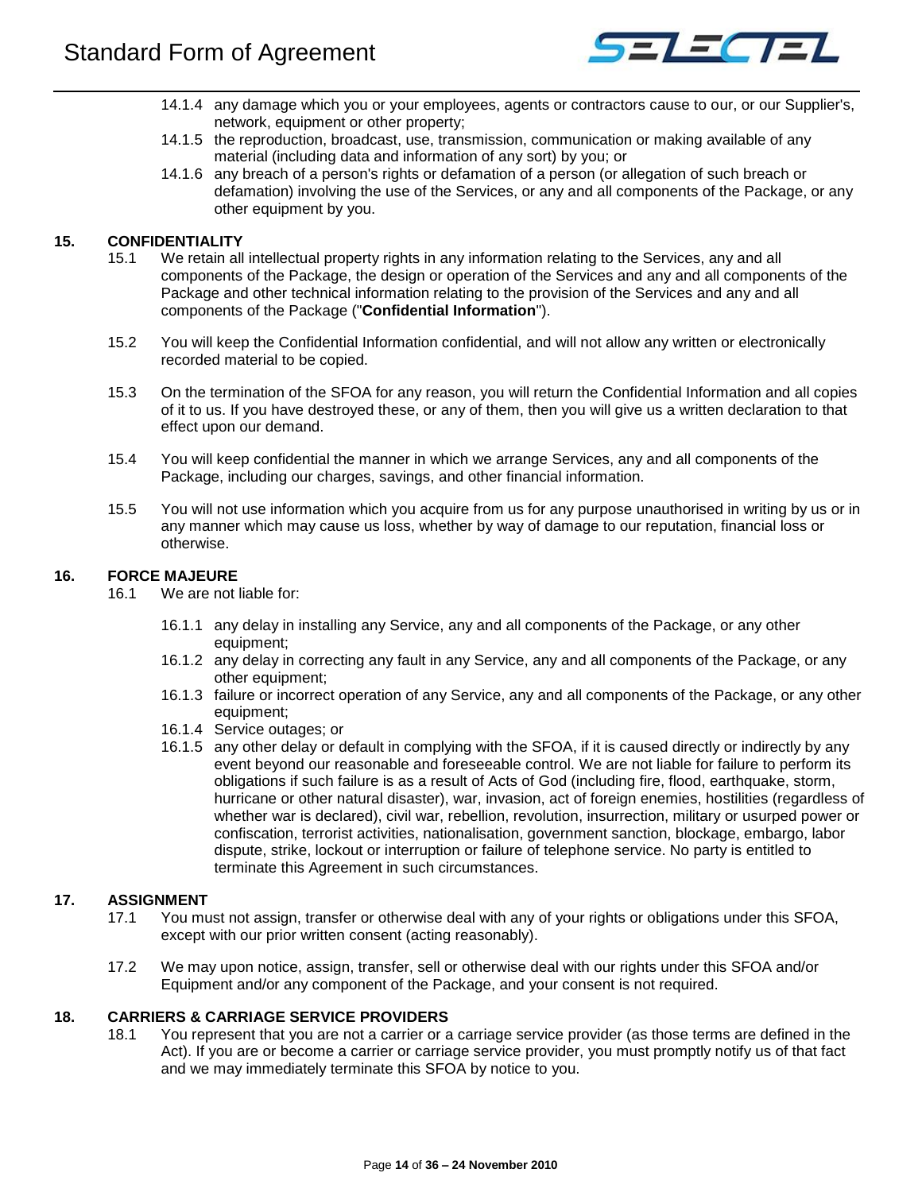14.1.4 any damage which you or your employees, agents or contractors cause to our, or our Supplier's, network, equipment or other property;

14.1.5 the reproduction, broadcast, use, transmission, communication or making available of any material (including data and information of any sort) by you; or

14.1.6 any breach of a person's rights or defamation of a person (or allegation of such breach or defamation) involving the use of the Services, or any and all components of the Package, or any other equipment by you.

## 15. CONFIDENTIALITY

15.1 We retain all intellectual property rights in any information relating to the Services, any and all components of the Package, the design or operation of the Services and any and all components of the Package and other technical information relating to the provision of the Services and any and all components of the Package ("**Confidential Information**").

15.2 You will keep the Confidential Information confidential, and will not allow any written or electronically recorded material to be copied.

15.3 On the termination of the SFOA for any reason, you will return the Confidential Information and all copies of it to us. If you have destroyed these, or any of them, then you will give us a written declaration to that effect upon our demand.

15.4 You will keep confidential the manner in which we arrange Services, any and all components of the Package, including our charges, savings, and other financial information.

15.5 You will not use information which you acquire from us for any purpose unauthorised in writing by us or in any manner which may cause us loss, whether by way of damage to our reputation, financial loss or otherwise.

## 16. FORCE MAJEURE

16.1 We are not liable for:

16.1.1 any delay in installing any Service, any and all components of the Package, or any other equipment;

16.1.2 any delay in correcting any fault in any Service, any and all components of the Package, or any other equipment;

16.1.3 failure or incorrect operation of any Service, any and all components of the Package, or any other equipment;

16.1.4 Service outages; or

16.1.5 any other delay or default in complying with the SFOA, if it is caused directly or indirectly by any event beyond our reasonable and foreseeable control. We are not liable for failure to perform its obligations if such failure is as a result of Acts of God (including fire, flood, earthquake, storm, hurricane or other natural disaster), war, invasion, act of foreign enemies, hostilities (regardless of whether war is declared), civil war, rebellion, revolution, insurrection, military or usurped power or confiscation, terrorist activities, nationalisation, government sanction, blockage, embargo, labor dispute, strike, lockout or interruption or failure of telephone service. No party is entitled to terminate this Agreement in such circumstances.

## 17. ASSIGNMENT

17.1 You must not assign, transfer or otherwise deal with any of your rights or obligations under this SFOA, except with our prior written consent (acting reasonably).

17.2 We may upon notice, assign, transfer, sell or otherwise deal with our rights under this SFOA and/or Equipment and/or any component of the Package, and your consent is not required.

## 18. CARRIERS & CARRIAGE SERVICE PROVIDERS

18.1 You represent that you are not a carrier or a carriage service provider (as those terms are defined in the Act). If you are or become a carrier or carriage service provider, you must promptly notify us of that fact and we may immediately terminate this SFOA by notice to you.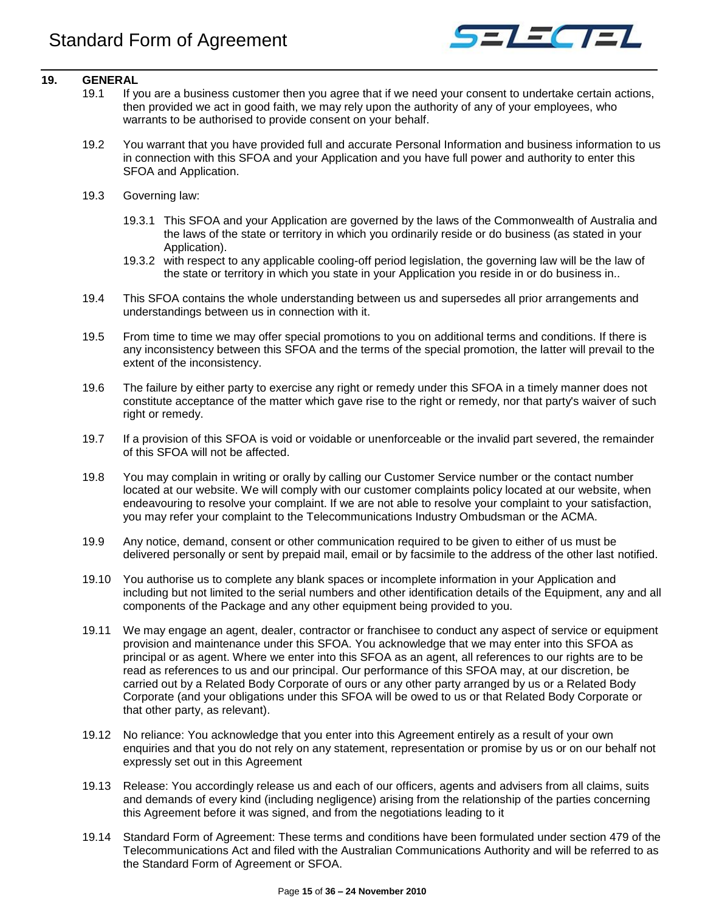## 19. GENERAL

19.1 If you are a business customer then you agree that if we need your consent to undertake certain actions, then provided we act in good faith, we may rely upon the authority of any of your employees, who warrants to be authorised to provide consent on your behalf.

19.2 You warrant that you have provided full and accurate Personal Information and business information to us in connection with this SFOA and your Application and you have full power and authority to enter this SFOA and Application.

19.3 Governing law:

19.3.1 This SFOA and your Application are governed by the laws of the Commonwealth of Australia and the laws of the state or territory in which you ordinarily reside or do business (as stated in your Application).

19.3.2 with respect to any applicable cooling-off period legislation, the governing law will be the law of the state or territory in which you state in your Application you reside in or do business in..

19.4 This SFOA contains the whole understanding between us and supersedes all prior arrangements and understandings between us in connection with it.

19.5 From time to time we may offer special promotions to you on additional terms and conditions. If there is any inconsistency between this SFOA and the terms of the special promotion, the latter will prevail to the extent of the inconsistency.

19.6 The failure by either party to exercise any right or remedy under this SFOA in a timely manner does not constitute acceptance of the matter which gave rise to the right or remedy, nor that party's waiver of such right or remedy.

19.7 If a provision of this SFOA is void or voidable or unenforceable or the invalid part severed, the remainder of this SFOA will not be affected.

19.8 You may complain in writing or orally by calling our Customer Service number or the contact number located at our website. We will comply with our customer complaints policy located at our website, when endeavouring to resolve your complaint. If we are not able to resolve your complaint to your satisfaction, you may refer your complaint to the Telecommunications Industry Ombudsman or the ACMA.

19.9 Any notice, demand, consent or other communication required to be given to either of us must be delivered personally or sent by prepaid mail, email or by facsimile to the address of the other last notified.

19.10 You authorise us to complete any blank spaces or incomplete information in your Application and including but not limited to the serial numbers and other identification details of the Equipment, any and all components of the Package and any other equipment being provided to you.

19.11 We may engage an agent, dealer, contractor or franchisee to conduct any aspect of service or equipment provision and maintenance under this SFOA. You acknowledge that we may enter into this SFOA as principal or as agent. Where we enter into this SFOA as an agent, all references to our rights are to be read as references to us and our principal. Our performance of this SFOA may, at our discretion, be carried out by a Related Body Corporate of ours or any other party arranged by us or a Related Body Corporate (and your obligations under this SFOA will be owed to us or that Related Body Corporate or that other party, as relevant).

19.12 No reliance: You acknowledge that you enter into this Agreement entirely as a result of your own enquiries and that you do not rely on any statement, representation or promise by us or on our behalf not expressly set out in this Agreement

19.13 Release: You accordingly release us and each of our officers, agents and advisers from all claims, suits and demands of every kind (including negligence) arising from the relationship of the parties concerning this Agreement before it was signed, and from the negotiations leading to it

19.14 Standard Form of Agreement: These terms and conditions have been formulated under section 479 of the Telecommunications Act and filed with the Australian Communications Authority and will be referred to as the Standard Form of Agreement or SFOA.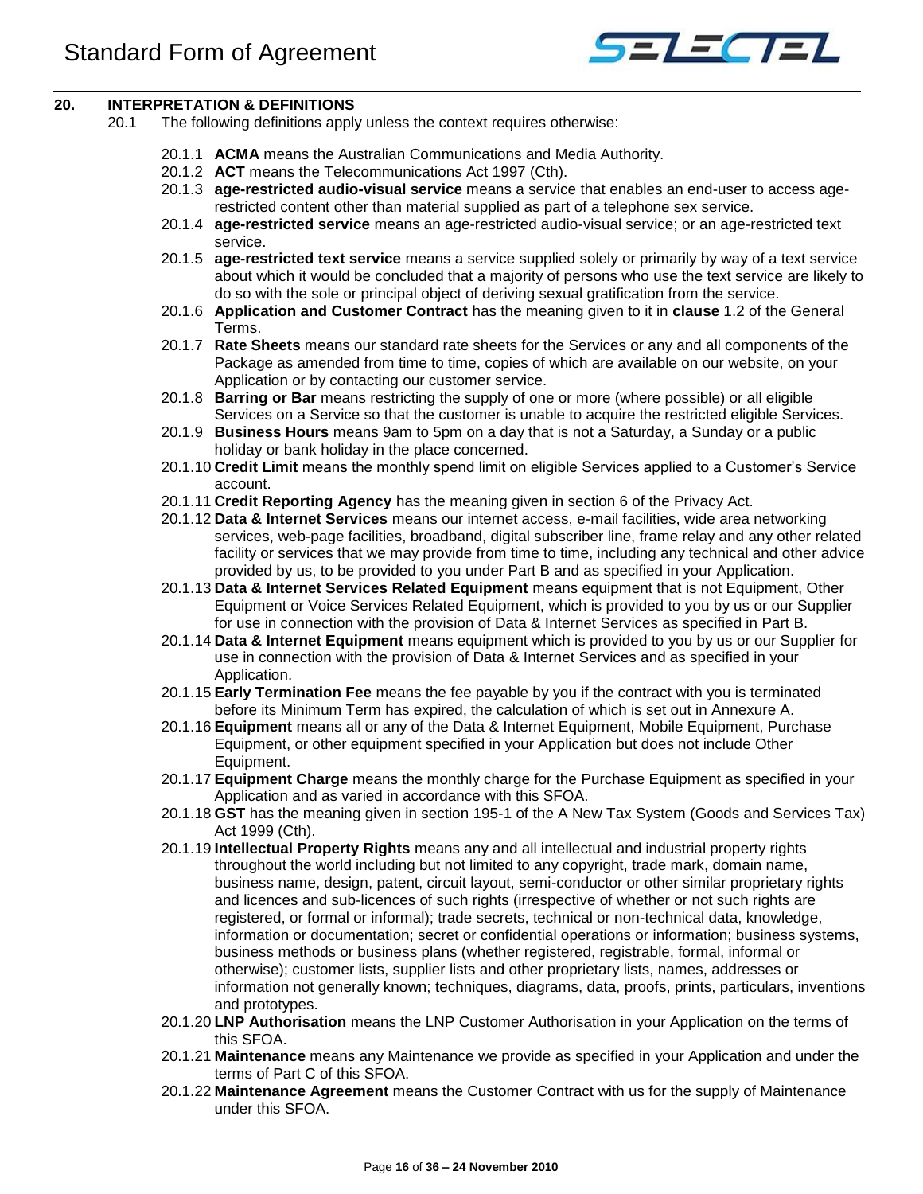## 20. INTERPRETATION & DEFINITIONS

20.1 The following definitions apply unless the context requires otherwise:

20.1.1 **ACMA** means the Australian Communications and Media Authority.

20.1.2 **ACT** means the Telecommunications Act 1997 (Cth).

20.1.3 **age-restricted audio-visual service** means a service that enables an end-user to access age-restricted content other than material supplied as part of a telephone sex service.

20.1.4 **age-restricted service** means an age-restricted audio-visual service; or an age-restricted text service.

20.1.5 **age-restricted text service** means a service supplied solely or primarily by way of a text service about which it would be concluded that a majority of persons who use the text service are likely to do so with the sole or principal object of deriving sexual gratification from the service.

20.1.6 **Application and Customer Contract** has the meaning given to it in **clause** 1.2 of the General Terms.

20.1.7 **Rate Sheets** means our standard rate sheets for the Services or any and all components of the Package as amended from time to time, copies of which are available on our website, on your Application or by contacting our customer service.

20.1.8 **Barring or Bar** means restricting the supply of one or more (where possible) or all eligible Services on a Service so that the customer is unable to acquire the restricted eligible Services.

20.1.9 **Business Hours** means 9am to 5pm on a day that is not a Saturday, a Sunday or a public holiday or bank holiday in the place concerned.

20.1.10 **Credit Limit** means the monthly spend limit on eligible Services applied to a Customer's Service account.

20.1.11 **Credit Reporting Agency** has the meaning given in section 6 of the Privacy Act.

20.1.12 **Data & Internet Services** means our internet access, e-mail facilities, wide area networking services, web-page facilities, broadband, digital subscriber line, frame relay and any other related facility or services that we may provide from time to time, including any technical and other advice provided by us, to be provided to you under Part B and as specified in your Application.

20.1.13 **Data & Internet Services Related Equipment** means equipment that is not Equipment, Other Equipment or Voice Services Related Equipment, which is provided to you by us or our Supplier for use in connection with the provision of Data & Internet Services as specified in Part B.

20.1.14 **Data & Internet Equipment** means equipment which is provided to you by us or our Supplier for use in connection with the provision of Data & Internet Services and as specified in your Application.

20.1.15 **Early Termination Fee** means the fee payable by you if the contract with you is terminated before its Minimum Term has expired, the calculation of which is set out in Annexure A.

20.1.16 **Equipment** means all or any of the Data & Internet Equipment, Mobile Equipment, Purchase Equipment, or other equipment specified in your Application but does not include Other Equipment.

20.1.17 **Equipment Charge** means the monthly charge for the Purchase Equipment as specified in your Application and as varied in accordance with this SFOA.

20.1.18 **GST** has the meaning given in section 195-1 of the A New Tax System (Goods and Services Tax) Act 1999 (Cth).

20.1.19 **Intellectual Property Rights** means any and all intellectual and industrial property rights throughout the world including but not limited to any copyright, trade mark, domain name, business name, design, patent, circuit layout, semi-conductor or other similar proprietary rights and licences and sub-licences of such rights (irrespective of whether or not such rights are registered, or formal or informal); trade secrets, technical or non-technical data, knowledge, information or documentation; secret or confidential operations or information; business systems, business methods or business plans (whether registered, registrable, formal, informal or otherwise); customer lists, supplier lists and other proprietary lists, names, addresses or information not generally known; techniques, diagrams, data, proofs, prints, particulars, inventions and prototypes.

20.1.20 **LNP Authorisation** means the LNP Customer Authorisation in your Application on the terms of this SFOA.

20.1.21 **Maintenance** means any Maintenance we provide as specified in your Application and under the terms of Part C of this SFOA.

20.1.22 **Maintenance Agreement** means the Customer Contract with us for the supply of Maintenance under this SFOA.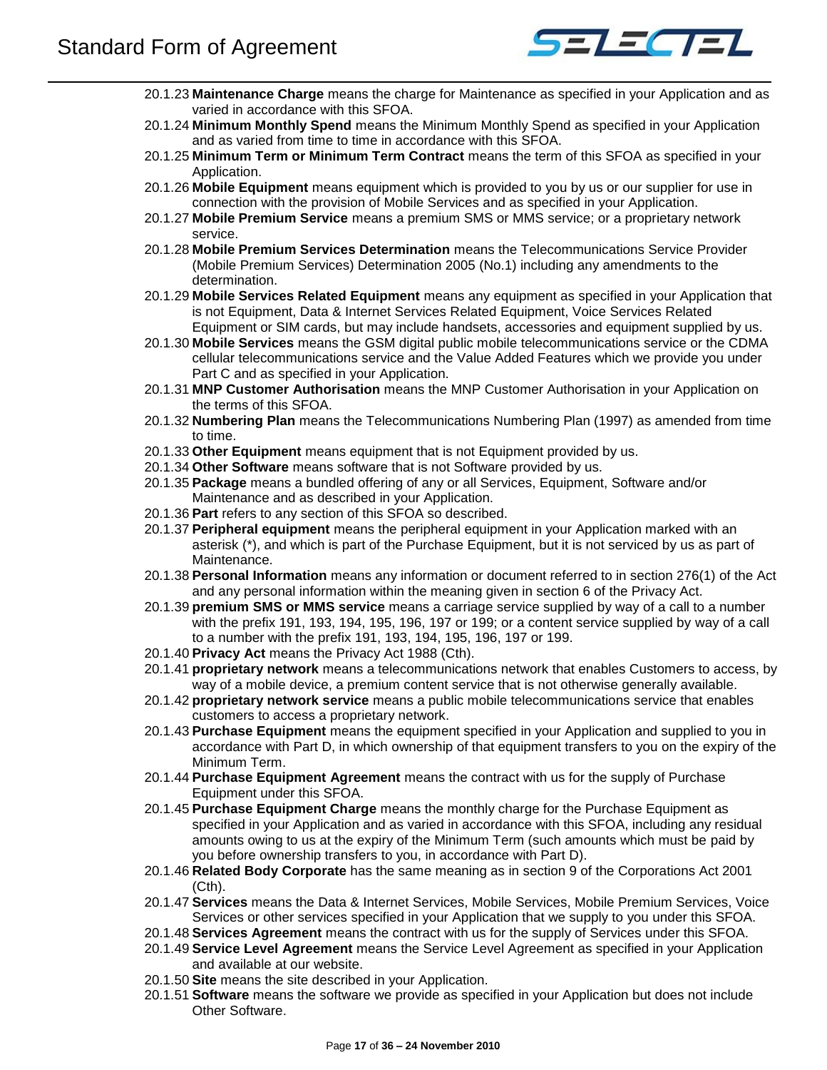20.1.23 **Maintenance Charge** means the charge for Maintenance as specified in your Application and as varied in accordance with this SFOA.

20.1.24 **Minimum Monthly Spend** means the Minimum Monthly Spend as specified in your Application and as varied from time to time in accordance with this SFOA.

20.1.25 **Minimum Term or Minimum Term Contract** means the term of this SFOA as specified in your Application.

20.1.26 **Mobile Equipment** means equipment which is provided to you by us or our supplier for use in connection with the provision of Mobile Services and as specified in your Application.

20.1.27 **Mobile Premium Service** means a premium SMS or MMS service; or a proprietary network service.

20.1.28 **Mobile Premium Services Determination** means the Telecommunications Service Provider (Mobile Premium Services) Determination 2005 (No.1) including any amendments to the determination.

20.1.29 **Mobile Services Related Equipment** means any equipment as specified in your Application that is not Equipment, Data & Internet Services Related Equipment, Voice Services Related Equipment or SIM cards, but may include handsets, accessories and equipment supplied by us.

20.1.30 **Mobile Services** means the GSM digital public mobile telecommunications service or the CDMA cellular telecommunications service and the Value Added Features which we provide you under Part C and as specified in your Application.

20.1.31 **MNP Customer Authorisation** means the MNP Customer Authorisation in your Application on the terms of this SFOA.

20.1.32 **Numbering Plan** means the Telecommunications Numbering Plan (1997) as amended from time to time.

20.1.33 **Other Equipment** means equipment that is not Equipment provided by us.

20.1.34 **Other Software** means software that is not Software provided by us.

20.1.35 **Package** means a bundled offering of any or all Services, Equipment, Software and/or Maintenance and as described in your Application.

20.1.36 **Part** refers to any section of this SFOA so described.

20.1.37 **Peripheral equipment** means the peripheral equipment in your Application marked with an asterisk (*), and which is part of the Purchase Equipment, but it is not serviced by us as part of Maintenance.

20.1.38 **Personal Information** means any information or document referred to in section 276(1) of the Act and any personal information within the meaning given in section 6 of the Privacy Act.

20.1.39 **premium SMS or MMS service** means a carriage service supplied by way of a call to a number with the prefix 191, 193, 194, 195, 196, 197 or 199; or a content service supplied by way of a call to a number with the prefix 191, 193, 194, 195, 196, 197 or 199.

20.1.40 **Privacy Act** means the Privacy Act 1988 (Cth).

20.1.41 **proprietary network** means a telecommunications network that enables Customers to access, by way of a mobile device, a premium content service that is not otherwise generally available.

20.1.42 **proprietary network service** means a public mobile telecommunications service that enables customers to access a proprietary network.

20.1.43 **Purchase Equipment** means the equipment specified in your Application and supplied to you in accordance with Part D, in which ownership of that equipment transfers to you on the expiry of the Minimum Term.

20.1.44 **Purchase Equipment Agreement** means the contract with us for the supply of Purchase Equipment under this SFOA.

20.1.45 **Purchase Equipment Charge** means the monthly charge for the Purchase Equipment as specified in your Application and as varied in accordance with this SFOA, including any residual amounts owing to us at the expiry of the Minimum Term (such amounts which must be paid by you before ownership transfers to you, in accordance with Part D).

20.1.46 **Related Body Corporate** has the same meaning as in section 9 of the Corporations Act 2001 (Cth).

20.1.47 **Services** means the Data & Internet Services, Mobile Services, Mobile Premium Services, Voice Services or other services specified in your Application that we supply to you under this SFOA.

20.1.48 **Services Agreement** means the contract with us for the supply of Services under this SFOA.

20.1.49 **Service Level Agreement** means the Service Level Agreement as specified in your Application and available at our website.

20.1.50 **Site** means the site described in your Application.

20.1.51 **Software** means the software we provide as specified in your Application but does not include Other Software.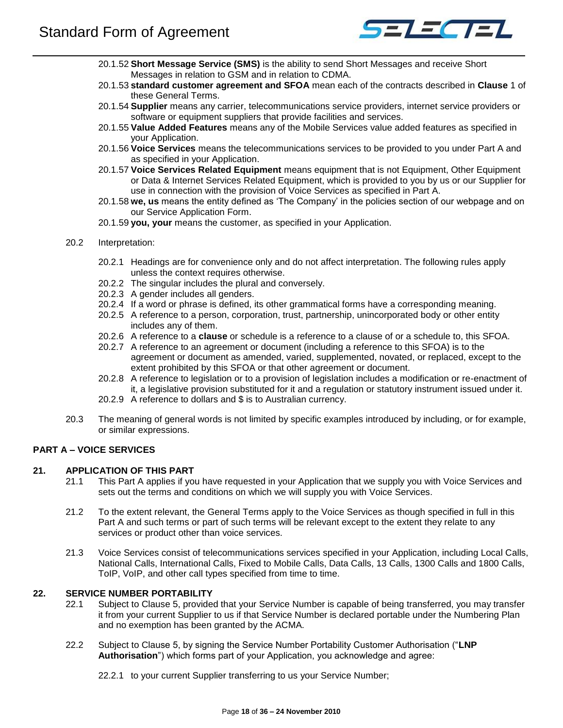20.1.52 **Short Message Service (SMS)** is the ability to send Short Messages and receive Short Messages in relation to GSM and in relation to CDMA.

20.1.53 **standard customer agreement and SFOA** mean each of the contracts described in **Clause** 1 of these General Terms.

20.1.54 **Supplier** means any carrier, telecommunications service providers, internet service providers or software or equipment suppliers that provide facilities and services.

20.1.55 **Value Added Features** means any of the Mobile Services value added features as specified in your Application.

20.1.56 **Voice Services** means the telecommunications services to be provided to you under Part A and as specified in your Application.

20.1.57 **Voice Services Related Equipment** means equipment that is not Equipment, Other Equipment or Data & Internet Services Related Equipment, which is provided to you by us or our Supplier for use in connection with the provision of Voice Services as specified in Part A.

20.1.58 **we, us** means the entity defined as 'The Company' in the policies section of our webpage and on our Service Application Form.

20.1.59 **you, your** means the customer, as specified in your Application.

20.2 Interpretation:

20.2.1 Headings are for convenience only and do not affect interpretation. The following rules apply unless the context requires otherwise.

20.2.2 The singular includes the plural and conversely.

20.2.3 A gender includes all genders.

20.2.4 If a word or phrase is defined, its other grammatical forms have a corresponding meaning.

20.2.5 A reference to a person, corporation, trust, partnership, unincorporated body or other entity includes any of them.

20.2.6 A reference to a **clause** or schedule is a reference to a clause of or a schedule to, this SFOA.

20.2.7 A reference to an agreement or document (including a reference to this SFOA) is to the agreement or document as amended, varied, supplemented, novated, or replaced, except to the extent prohibited by this SFOA or that other agreement or document.

20.2.8 A reference to legislation or to a provision of legislation includes a modification or re-enactment of it, a legislative provision substituted for it and a regulation or statutory instrument issued under it.

20.2.9 A reference to dollars and $ is to Australian currency.

20.3 The meaning of general words is not limited by specific examples introduced by including, or for example, or similar expressions.

## PART A – VOICE SERVICES

### 21. APPLICATION OF THIS PART

21.1 This Part A applies if you have requested in your Application that we supply you with Voice Services and sets out the terms and conditions on which we will supply you with Voice Services.

21.2 To the extent relevant, the General Terms apply to the Voice Services as though specified in full in this Part A and such terms or part of such terms will be relevant except to the extent they relate to any services or product other than voice services.

21.3 Voice Services consist of telecommunications services specified in your Application, including Local Calls, National Calls, International Calls, Fixed to Mobile Calls, Data Calls, 13 Calls, 1300 Calls and 1800 Calls, ToIP, VoIP, and other call types specified from time to time.

### 22. SERVICE NUMBER PORTABILITY

22.1 Subject to Clause 5, provided that your Service Number is capable of being transferred, you may transfer it from your current Supplier to us if that Service Number is declared portable under the Numbering Plan and no exemption has been granted by the ACMA.

22.2 Subject to Clause 5, by signing the Service Number Portability Customer Authorisation ("**LNP Authorisation**") which forms part of your Application, you acknowledge and agree:

22.2.1 to your current Supplier transferring to us your Service Number;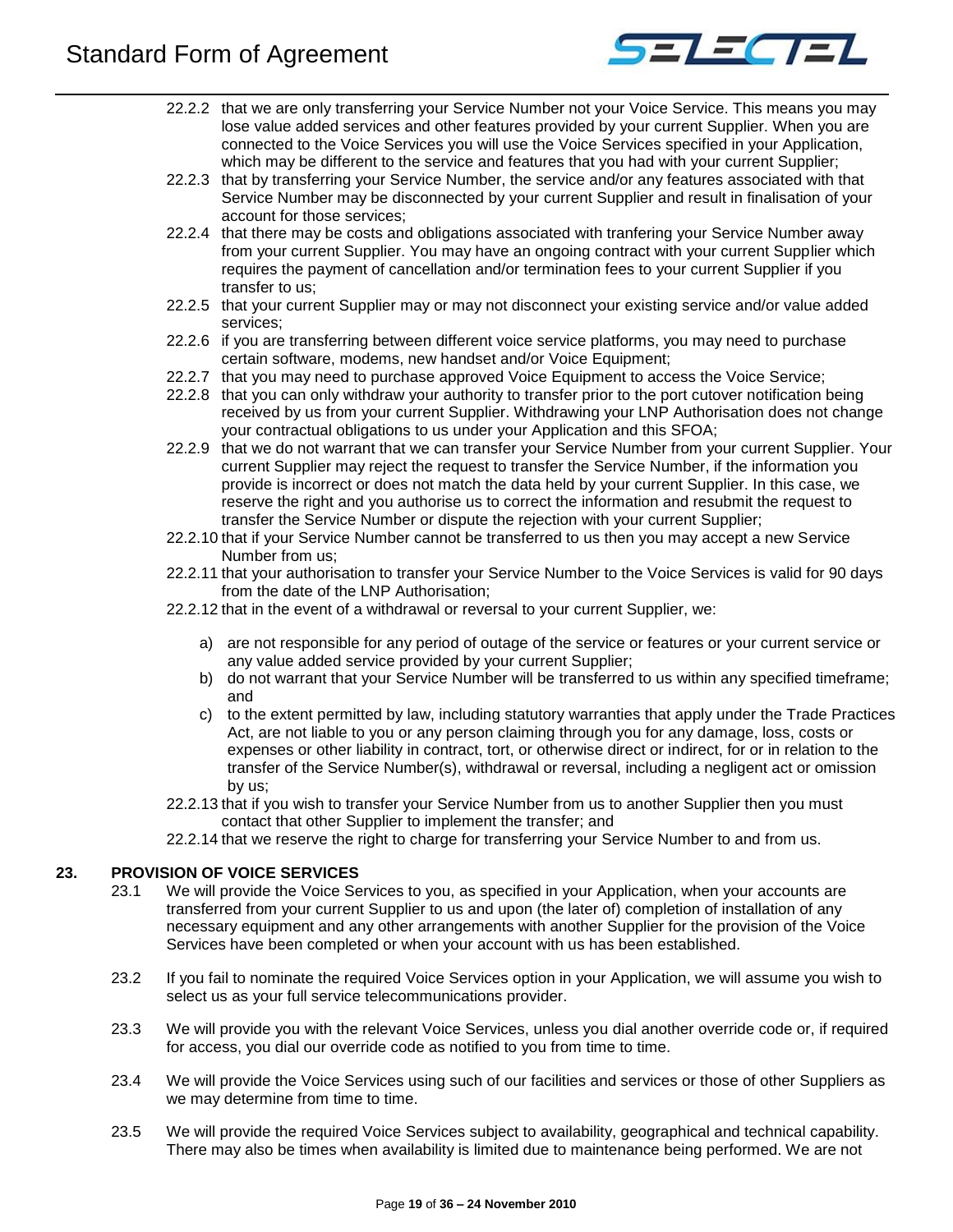22.2.2 that we are only transferring your Service Number not your Voice Service. This means you may lose value added services and other features provided by your current Supplier. When you are connected to the Voice Services you will use the Voice Services specified in your Application, which may be different to the service and features that you had with your current Supplier;

22.2.3 that by transferring your Service Number, the service and/or any features associated with that Service Number may be disconnected by your current Supplier and result in finalisation of your account for those services;

22.2.4 that there may be costs and obligations associated with tranfering your Service Number away from your current Supplier. You may have an ongoing contract with your current Supplier which requires the payment of cancellation and/or termination fees to your current Supplier if you transfer to us;

22.2.5 that your current Supplier may or may not disconnect your existing service and/or value added services;

22.2.6 if you are transferring between different voice service platforms, you may need to purchase certain software, modems, new handset and/or Voice Equipment;

22.2.7 that you may need to purchase approved Voice Equipment to access the Voice Service;

22.2.8 that you can only withdraw your authority to transfer prior to the port cutover notification being received by us from your current Supplier. Withdrawing your LNP Authorisation does not change your contractual obligations to us under your Application and this SFOA;

22.2.9 that we do not warrant that we can transfer your Service Number from your current Supplier. Your current Supplier may reject the request to transfer the Service Number, if the information you provide is incorrect or does not match the data held by your current Supplier. In this case, we reserve the right and you authorise us to correct the information and resubmit the request to transfer the Service Number or dispute the rejection with your current Supplier;

22.2.10 that if your Service Number cannot be transferred to us then you may accept a new Service Number from us;

22.2.11 that your authorisation to transfer your Service Number to the Voice Services is valid for 90 days from the date of the LNP Authorisation;

22.2.12 that in the event of a withdrawal or reversal to your current Supplier, we:

a) are not responsible for any period of outage of the service or features or your current service or any value added service provided by your current Supplier;

b) do not warrant that your Service Number will be transferred to us within any specified timeframe; and

c) to the extent permitted by law, including statutory warranties that apply under the Trade Practices Act, are not liable to you or any person claiming through you for any damage, loss, costs or expenses or other liability in contract, tort, or otherwise direct or indirect, for or in relation to the transfer of the Service Number(s), withdrawal or reversal, including a negligent act or omission by us;

22.2.13 that if you wish to transfer your Service Number from us to another Supplier then you must contact that other Supplier to implement the transfer; and

22.2.14 that we reserve the right to charge for transferring your Service Number to and from us.

## 23. PROVISION OF VOICE SERVICES

23.1 We will provide the Voice Services to you, as specified in your Application, when your accounts are transferred from your current Supplier to us and upon (the later of) completion of installation of any necessary equipment and any other arrangements with another Supplier for the provision of the Voice Services have been completed or when your account with us has been established.

23.2 If you fail to nominate the required Voice Services option in your Application, we will assume you wish to select us as your full service telecommunications provider.

23.3 We will provide you with the relevant Voice Services, unless you dial another override code or, if required for access, you dial our override code as notified to you from time to time.

23.4 We will provide the Voice Services using such of our facilities and services or those of other Suppliers as we may determine from time to time.

23.5 We will provide the required Voice Services subject to availability, geographical and technical capability. There may also be times when availability is limited due to maintenance being performed. We are not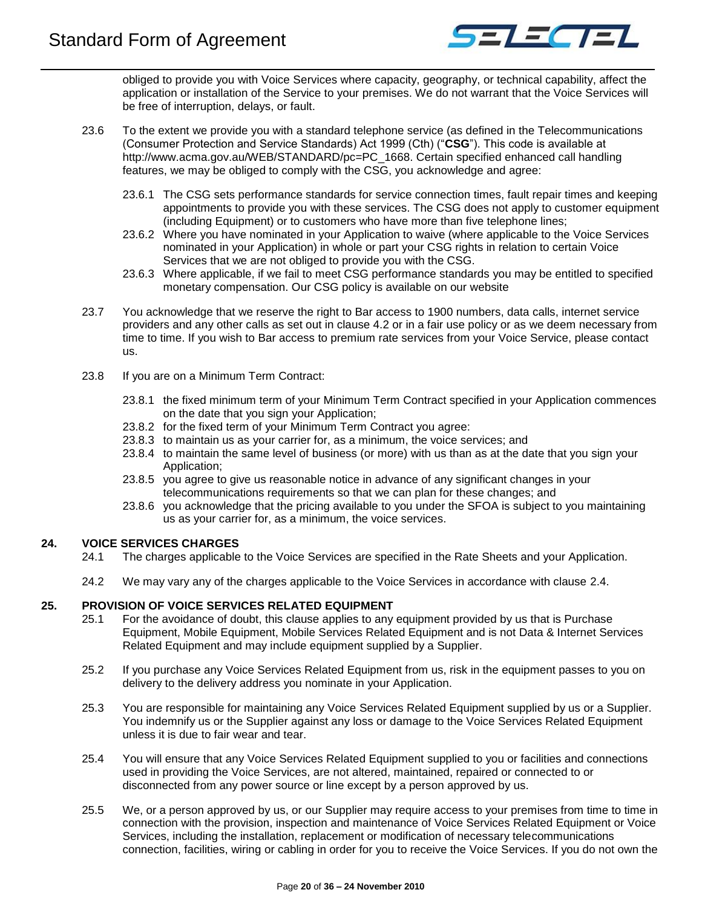obliged to provide you with Voice Services where capacity, geography, or technical capability, affect the application or installation of the Service to your premises. We do not warrant that the Voice Services will be free of interruption, delays, or fault.

23.6 To the extent we provide you with a standard telephone service (as defined in the Telecommunications (Consumer Protection and Service Standards) Act 1999 (Cth) ("**CSG**"). This code is available at http://www.acma.gov.au/WEB/STANDARD/pc=PC_1668. Certain specified enhanced call handling features, we may be obliged to comply with the CSG, you acknowledge and agree:

23.6.1 The CSG sets performance standards for service connection times, fault repair times and keeping appointments to provide you with these services. The CSG does not apply to customer equipment (including Equipment) or to customers who have more than five telephone lines;

23.6.2 Where you have nominated in your Application to waive (where applicable to the Voice Services nominated in your Application) in whole or part your CSG rights in relation to certain Voice Services that we are not obliged to provide you with the CSG.

23.6.3 Where applicable, if we fail to meet CSG performance standards you may be entitled to specified monetary compensation. Our CSG policy is available on our website

23.7 You acknowledge that we reserve the right to Bar access to 1900 numbers, data calls, internet service providers and any other calls as set out in clause 4.2 or in a fair use policy or as we deem necessary from time to time. If you wish to Bar access to premium rate services from your Voice Service, please contact us.

23.8 If you are on a Minimum Term Contract:

23.8.1 the fixed minimum term of your Minimum Term Contract specified in your Application commences on the date that you sign your Application;

23.8.2 for the fixed term of your Minimum Term Contract you agree:

23.8.3 to maintain us as your carrier for, as a minimum, the voice services; and

23.8.4 to maintain the same level of business (or more) with us than as at the date that you sign your Application;

23.8.5 you agree to give us reasonable notice in advance of any significant changes in your telecommunications requirements so that we can plan for these changes; and

23.8.6 you acknowledge that the pricing available to you under the SFOA is subject to you maintaining us as your carrier for, as a minimum, the voice services.

## 24. VOICE SERVICES CHARGES

24.1 The charges applicable to the Voice Services are specified in the Rate Sheets and your Application.

24.2 We may vary any of the charges applicable to the Voice Services in accordance with clause 2.4.

## 25. PROVISION OF VOICE SERVICES RELATED EQUIPMENT

25.1 For the avoidance of doubt, this clause applies to any equipment provided by us that is Purchase Equipment, Mobile Equipment, Mobile Services Related Equipment and is not Data & Internet Services Related Equipment and may include equipment supplied by a Supplier.

25.2 If you purchase any Voice Services Related Equipment from us, risk in the equipment passes to you on delivery to the delivery address you nominate in your Application.

25.3 You are responsible for maintaining any Voice Services Related Equipment supplied by us or a Supplier. You indemnify us or the Supplier against any loss or damage to the Voice Services Related Equipment unless it is due to fair wear and tear.

25.4 You will ensure that any Voice Services Related Equipment supplied to you or facilities and connections used in providing the Voice Services, are not altered, maintained, repaired or connected to or disconnected from any power source or line except by a person approved by us.

25.5 We, or a person approved by us, or our Supplier may require access to your premises from time to time in connection with the provision, inspection and maintenance of Voice Services Related Equipment or Voice Services, including the installation, replacement or modification of necessary telecommunications connection, facilities, wiring or cabling in order for you to receive the Voice Services. If you do not own the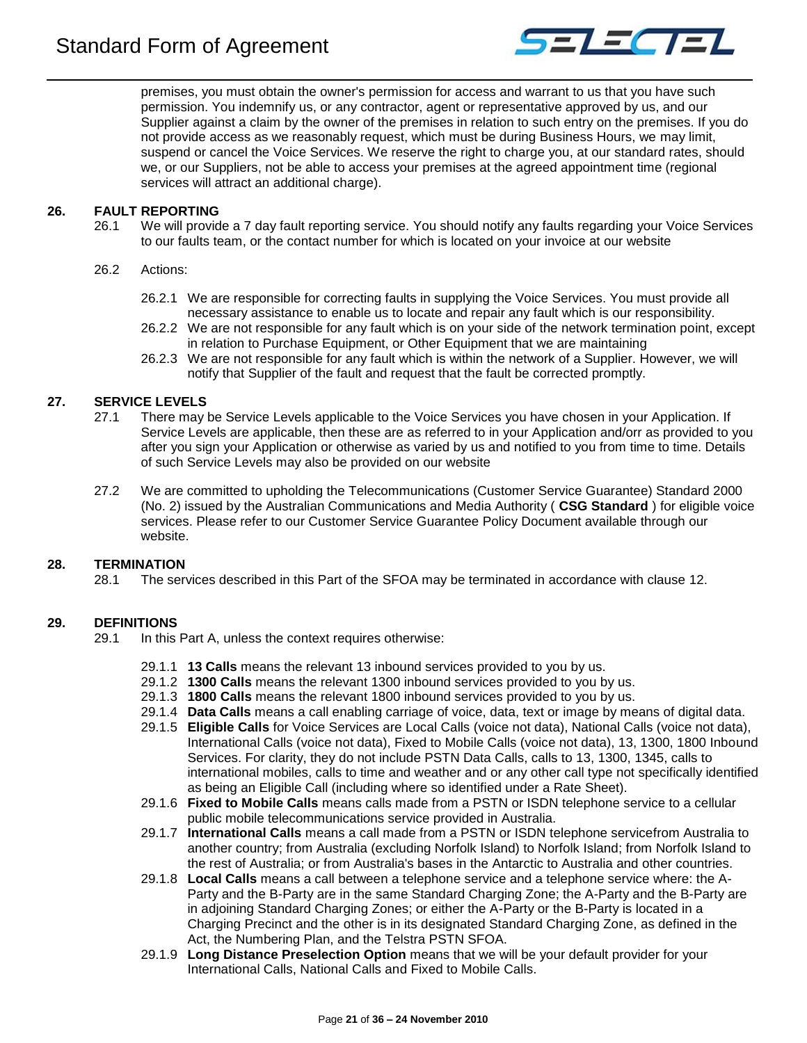premises, you must obtain the owner's permission for access and warrant to us that you have such permission. You indemnify us, or any contractor, agent or representative approved by us, and our Supplier against a claim by the owner of the premises in relation to such entry on the premises. If you do not provide access as we reasonably request, which must be during Business Hours, we may limit, suspend or cancel the Voice Services. We reserve the right to charge you, at our standard rates, should we, or our Suppliers, not be able to access your premises at the agreed appointment time (regional services will attract an additional charge).

## 26. FAULT REPORTING

26.1 We will provide a 7 day fault reporting service. You should notify any faults regarding your Voice Services to our faults team, or the contact number for which is located on your invoice at our website

26.2 Actions:

26.2.1 We are responsible for correcting faults in supplying the Voice Services. You must provide all necessary assistance to enable us to locate and repair any fault which is our responsibility.

26.2.2 We are not responsible for any fault which is on your side of the network termination point, except in relation to Purchase Equipment, or Other Equipment that we are maintaining

26.2.3 We are not responsible for any fault which is within the network of a Supplier. However, we will notify that Supplier of the fault and request that the fault be corrected promptly.

## 27. SERVICE LEVELS

27.1 There may be Service Levels applicable to the Voice Services you have chosen in your Application. If Service Levels are applicable, then these are as referred to in your Application and/orr as provided to you after you sign your Application or otherwise as varied by us and notified to you from time to time. Details of such Service Levels may also be provided on our website

27.2 We are committed to upholding the Telecommunications (Customer Service Guarantee) Standard 2000 (No. 2) issued by the Australian Communications and Media Authority ( **CSG Standard** ) for eligible voice services. Please refer to our Customer Service Guarantee Policy Document available through our website.

## 28. TERMINATION

28.1 The services described in this Part of the SFOA may be terminated in accordance with clause 12.

## 29. DEFINITIONS

29.1 In this Part A, unless the context requires otherwise:

29.1.1 **13 Calls** means the relevant 13 inbound services provided to you by us.

29.1.2 **1300 Calls** means the relevant 1300 inbound services provided to you by us.

29.1.3 **1800 Calls** means the relevant 1800 inbound services provided to you by us.

29.1.4 **Data Calls** means a call enabling carriage of voice, data, text or image by means of digital data.

29.1.5 **Eligible Calls** for Voice Services are Local Calls (voice not data), National Calls (voice not data), International Calls (voice not data), Fixed to Mobile Calls (voice not data), 13, 1300, 1800 Inbound Services. For clarity, they do not include PSTN Data Calls, calls to 13, 1300, 1345, calls to international mobiles, calls to time and weather and or any other call type not specifically identified as being an Eligible Call (including where so identified under a Rate Sheet).

29.1.6 **Fixed to Mobile Calls** means calls made from a PSTN or ISDN telephone service to a cellular public mobile telecommunications service provided in Australia.

29.1.7 **International Calls** means a call made from a PSTN or ISDN telephone servicefrom Australia to another country; from Australia (excluding Norfolk Island) to Norfolk Island; from Norfolk Island to the rest of Australia; or from Australia's bases in the Antarctic to Australia and other countries.

29.1.8 **Local Calls** means a call between a telephone service and a telephone service where: the A-Party and the B-Party are in the same Standard Charging Zone; the A-Party and the B-Party are in adjoining Standard Charging Zones; or either the A-Party or the B-Party is located in a Charging Precinct and the other is in its designated Standard Charging Zone, as defined in the Act, the Numbering Plan, and the Telstra PSTN SFOA.

29.1.9 **Long Distance Preselection Option** means that we will be your default provider for your International Calls, National Calls and Fixed to Mobile Calls.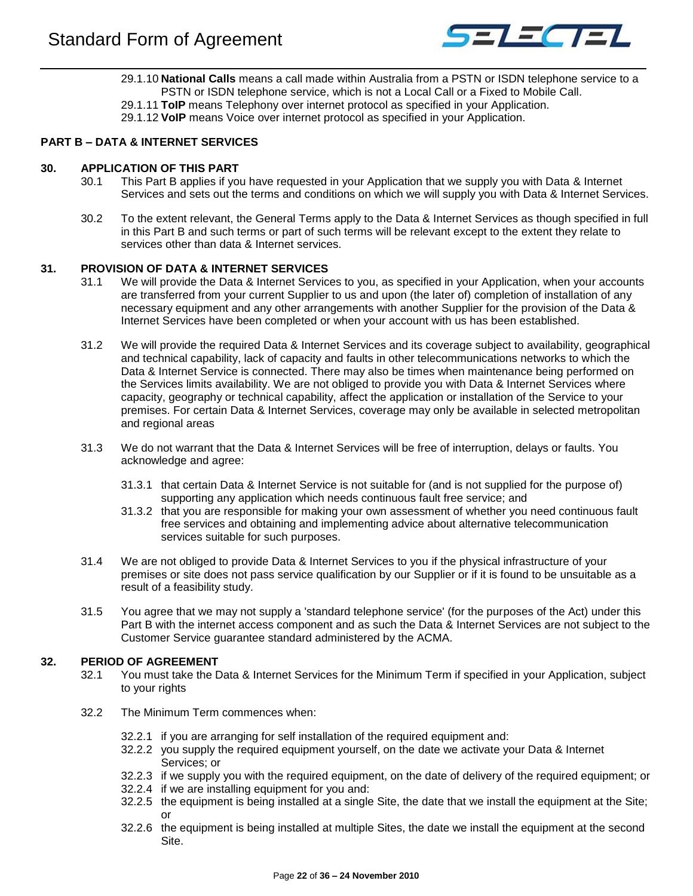29.1.10 **National Calls** means a call made within Australia from a PSTN or ISDN telephone service to a PSTN or ISDN telephone service, which is not a Local Call or a Fixed to Mobile Call.

29.1.11 **ToIP** means Telephony over internet protocol as specified in your Application.

29.1.12 **VoIP** means Voice over internet protocol as specified in your Application.

## PART B – DATA & INTERNET SERVICES

### 30. APPLICATION OF THIS PART

30.1 This Part B applies if you have requested in your Application that we supply you with Data & Internet Services and sets out the terms and conditions on which we will supply you with Data & Internet Services.

30.2 To the extent relevant, the General Terms apply to the Data & Internet Services as though specified in full in this Part B and such terms or part of such terms will be relevant except to the extent they relate to services other than data & Internet services.

### 31. PROVISION OF DATA & INTERNET SERVICES

31.1 We will provide the Data & Internet Services to you, as specified in your Application, when your accounts are transferred from your current Supplier to us and upon (the later of) completion of installation of any necessary equipment and any other arrangements with another Supplier for the provision of the Data & Internet Services have been completed or when your account with us has been established.

31.2 We will provide the required Data & Internet Services and its coverage subject to availability, geographical and technical capability, lack of capacity and faults in other telecommunications networks to which the Data & Internet Service is connected. There may also be times when maintenance being performed on the Services limits availability. We are not obliged to provide you with Data & Internet Services where capacity, geography or technical capability, affect the application or installation of the Service to your premises. For certain Data & Internet Services, coverage may only be available in selected metropolitan and regional areas

31.3 We do not warrant that the Data & Internet Services will be free of interruption, delays or faults. You acknowledge and agree:

31.3.1 that certain Data & Internet Service is not suitable for (and is not supplied for the purpose of) supporting any application which needs continuous fault free service; and

31.3.2 that you are responsible for making your own assessment of whether you need continuous fault free services and obtaining and implementing advice about alternative telecommunication services suitable for such purposes.

31.4 We are not obliged to provide Data & Internet Services to you if the physical infrastructure of your premises or site does not pass service qualification by our Supplier or if it is found to be unsuitable as a result of a feasibility study.

31.5 You agree that we may not supply a 'standard telephone service' (for the purposes of the Act) under this Part B with the internet access component and as such the Data & Internet Services are not subject to the Customer Service guarantee standard administered by the ACMA.

### 32. PERIOD OF AGREEMENT

32.1 You must take the Data & Internet Services for the Minimum Term if specified in your Application, subject to your rights

32.2 The Minimum Term commences when:

32.2.1 if you are arranging for self installation of the required equipment and:

32.2.2 you supply the required equipment yourself, on the date we activate your Data & Internet Services; or

32.2.3 if we supply you with the required equipment, on the date of delivery of the required equipment; or

32.2.4 if we are installing equipment for you and:

32.2.5 the equipment is being installed at a single Site, the date that we install the equipment at the Site; or

32.2.6 the equipment is being installed at multiple Sites, the date we install the equipment at the second Site.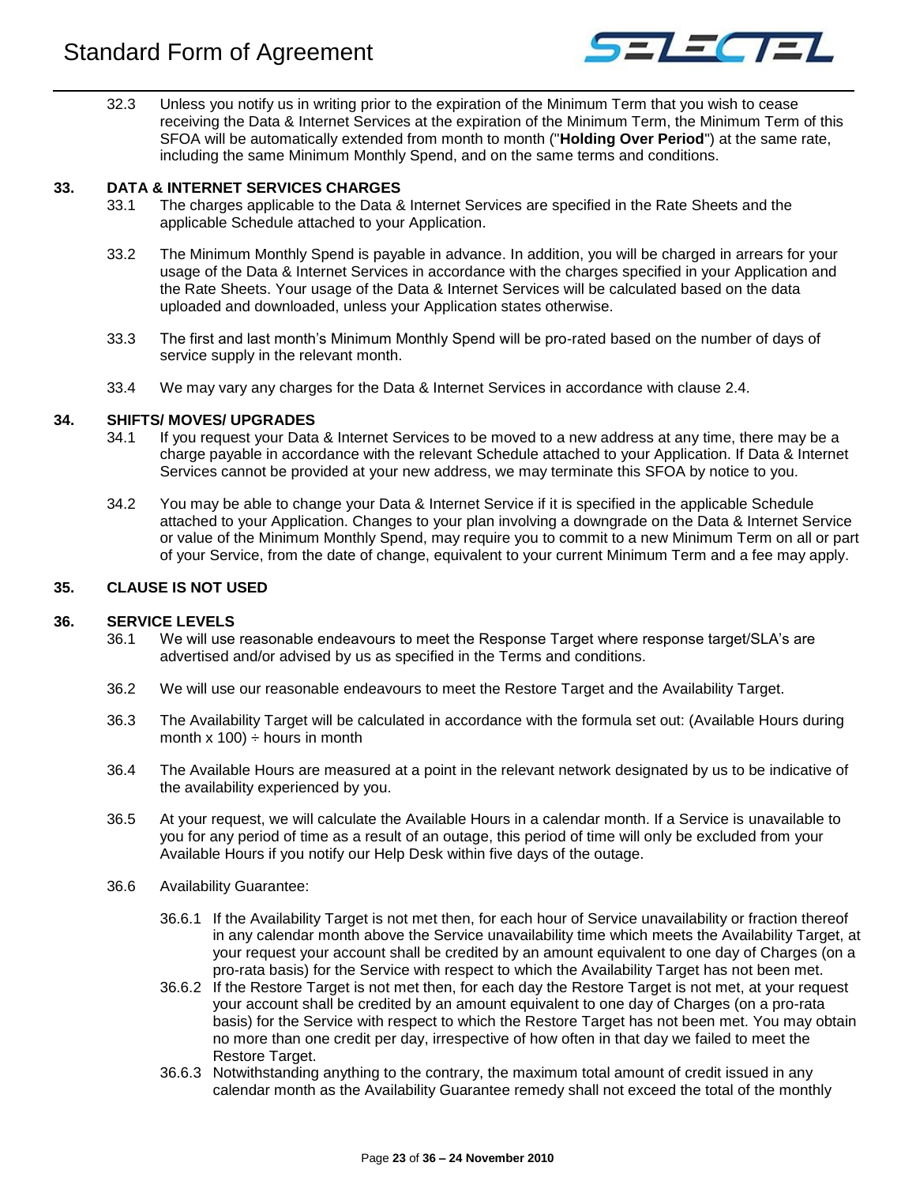32.3 Unless you notify us in writing prior to the expiration of the Minimum Term that you wish to cease receiving the Data & Internet Services at the expiration of the Minimum Term, the Minimum Term of this SFOA will be automatically extended from month to month ("**Holding Over Period**") at the same rate, including the same Minimum Monthly Spend, and on the same terms and conditions.

## 33. DATA & INTERNET SERVICES CHARGES

33.1 The charges applicable to the Data & Internet Services are specified in the Rate Sheets and the applicable Schedule attached to your Application.

33.2 The Minimum Monthly Spend is payable in advance. In addition, you will be charged in arrears for your usage of the Data & Internet Services in accordance with the charges specified in your Application and the Rate Sheets. Your usage of the Data & Internet Services will be calculated based on the data uploaded and downloaded, unless your Application states otherwise.

33.3 The first and last month's Minimum Monthly Spend will be pro-rated based on the number of days of service supply in the relevant month.

33.4 We may vary any charges for the Data & Internet Services in accordance with clause 2.4.

## 34. SHIFTS/ MOVES/ UPGRADES

34.1 If you request your Data & Internet Services to be moved to a new address at any time, there may be a charge payable in accordance with the relevant Schedule attached to your Application. If Data & Internet Services cannot be provided at your new address, we may terminate this SFOA by notice to you.

34.2 You may be able to change your Data & Internet Service if it is specified in the applicable Schedule attached to your Application. Changes to your plan involving a downgrade on the Data & Internet Service or value of the Minimum Monthly Spend, may require you to commit to a new Minimum Term on all or part of your Service, from the date of change, equivalent to your current Minimum Term and a fee may apply.

## 35. CLAUSE IS NOT USED

## 36. SERVICE LEVELS

36.1 We will use reasonable endeavours to meet the Response Target where response target/SLA's are advertised and/or advised by us as specified in the Terms and conditions.

36.2 We will use our reasonable endeavours to meet the Restore Target and the Availability Target.

36.3 The Availability Target will be calculated in accordance with the formula set out: (Available Hours during month x 100) ÷ hours in month

36.4 The Available Hours are measured at a point in the relevant network designated by us to be indicative of the availability experienced by you.

36.5 At your request, we will calculate the Available Hours in a calendar month. If a Service is unavailable to you for any period of time as a result of an outage, this period of time will only be excluded from your Available Hours if you notify our Help Desk within five days of the outage.

36.6 Availability Guarantee:

36.6.1 If the Availability Target is not met then, for each hour of Service unavailability or fraction thereof in any calendar month above the Service unavailability time which meets the Availability Target, at your request your account shall be credited by an amount equivalent to one day of Charges (on a pro-rata basis) for the Service with respect to which the Availability Target has not been met.

36.6.2 If the Restore Target is not met then, for each day the Restore Target is not met, at your request your account shall be credited by an amount equivalent to one day of Charges (on a pro-rata basis) for the Service with respect to which the Restore Target has not been met. You may obtain no more than one credit per day, irrespective of how often in that day we failed to meet the Restore Target.

36.6.3 Notwithstanding anything to the contrary, the maximum total amount of credit issued in any calendar month as the Availability Guarantee remedy shall not exceed the total of the monthly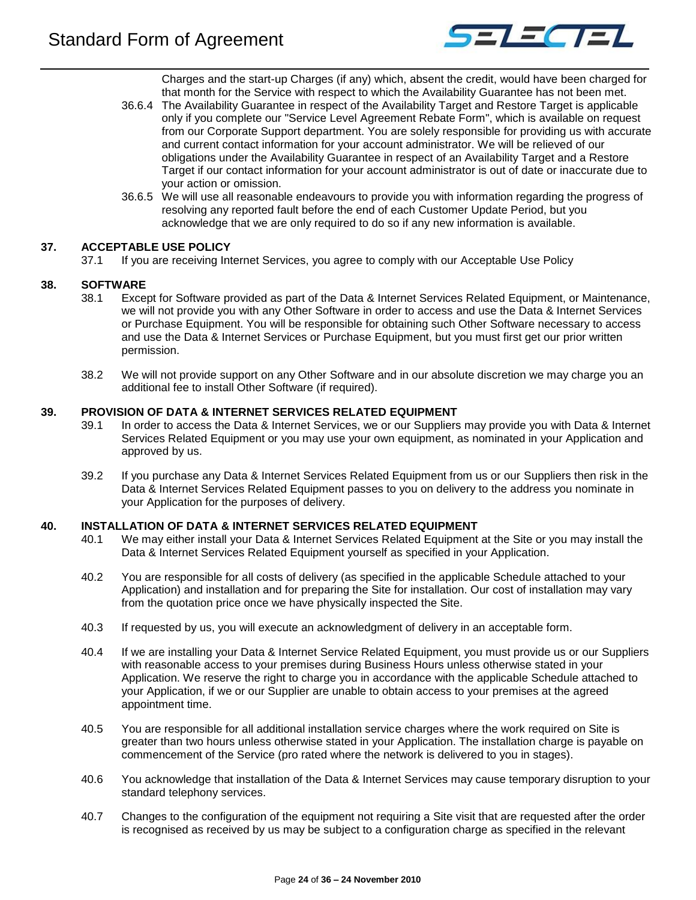Charges and the start-up Charges (if any) which, absent the credit, would have been charged for that month for the Service with respect to which the Availability Guarantee has not been met.

36.6.4 The Availability Guarantee in respect of the Availability Target and Restore Target is applicable only if you complete our "Service Level Agreement Rebate Form", which is available on request from our Corporate Support department. You are solely responsible for providing us with accurate and current contact information for your account administrator. We will be relieved of our obligations under the Availability Guarantee in respect of an Availability Target and a Restore Target if our contact information for your account administrator is out of date or inaccurate due to your action or omission.

36.6.5 We will use all reasonable endeavours to provide you with information regarding the progress of resolving any reported fault before the end of each Customer Update Period, but you acknowledge that we are only required to do so if any new information is available.

## 37. ACCEPTABLE USE POLICY

37.1 If you are receiving Internet Services, you agree to comply with our Acceptable Use Policy

## 38. SOFTWARE

38.1 Except for Software provided as part of the Data & Internet Services Related Equipment, or Maintenance, we will not provide you with any Other Software in order to access and use the Data & Internet Services or Purchase Equipment. You will be responsible for obtaining such Other Software necessary to access and use the Data & Internet Services or Purchase Equipment, but you must first get our prior written permission.

38.2 We will not provide support on any Other Software and in our absolute discretion we may charge you an additional fee to install Other Software (if required).

## 39. PROVISION OF DATA & INTERNET SERVICES RELATED EQUIPMENT

39.1 In order to access the Data & Internet Services, we or our Suppliers may provide you with Data & Internet Services Related Equipment or you may use your own equipment, as nominated in your Application and approved by us.

39.2 If you purchase any Data & Internet Services Related Equipment from us or our Suppliers then risk in the Data & Internet Services Related Equipment passes to you on delivery to the address you nominate in your Application for the purposes of delivery.

## 40. INSTALLATION OF DATA & INTERNET SERVICES RELATED EQUIPMENT

40.1 We may either install your Data & Internet Services Related Equipment at the Site or you may install the Data & Internet Services Related Equipment yourself as specified in your Application.

40.2 You are responsible for all costs of delivery (as specified in the applicable Schedule attached to your Application) and installation and for preparing the Site for installation. Our cost of installation may vary from the quotation price once we have physically inspected the Site.

40.3 If requested by us, you will execute an acknowledgment of delivery in an acceptable form.

40.4 If we are installing your Data & Internet Service Related Equipment, you must provide us or our Suppliers with reasonable access to your premises during Business Hours unless otherwise stated in your Application. We reserve the right to charge you in accordance with the applicable Schedule attached to your Application, if we or our Supplier are unable to obtain access to your premises at the agreed appointment time.

40.5 You are responsible for all additional installation service charges where the work required on Site is greater than two hours unless otherwise stated in your Application. The installation charge is payable on commencement of the Service (pro rated where the network is delivered to you in stages).

40.6 You acknowledge that installation of the Data & Internet Services may cause temporary disruption to your standard telephony services.

40.7 Changes to the configuration of the equipment not requiring a Site visit that are requested after the order is recognised as received by us may be subject to a configuration charge as specified in the relevant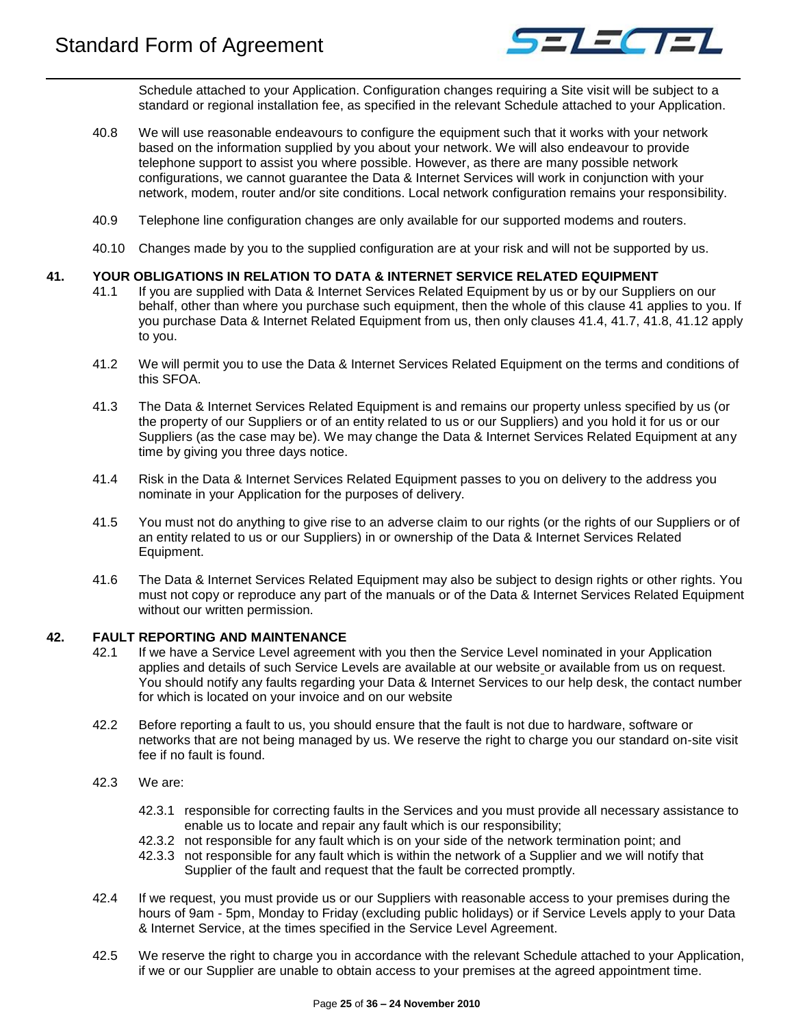Schedule attached to your Application. Configuration changes requiring a Site visit will be subject to a standard or regional installation fee, as specified in the relevant Schedule attached to your Application.

40.8 We will use reasonable endeavours to configure the equipment such that it works with your network based on the information supplied by you about your network. We will also endeavour to provide telephone support to assist you where possible. However, as there are many possible network configurations, we cannot guarantee the Data & Internet Services will work in conjunction with your network, modem, router and/or site conditions. Local network configuration remains your responsibility.

40.9 Telephone line configuration changes are only available for our supported modems and routers.

40.10 Changes made by you to the supplied configuration are at your risk and will not be supported by us.

## 41. YOUR OBLIGATIONS IN RELATION TO DATA & INTERNET SERVICE RELATED EQUIPMENT

41.1 If you are supplied with Data & Internet Services Related Equipment by us or by our Suppliers on our behalf, other than where you purchase such equipment, then the whole of this clause 41 applies to you. If you purchase Data & Internet Related Equipment from us, then only clauses 41.4, 41.7, 41.8, 41.12 apply to you.

41.2 We will permit you to use the Data & Internet Services Related Equipment on the terms and conditions of this SFOA.

41.3 The Data & Internet Services Related Equipment is and remains our property unless specified by us (or the property of our Suppliers or of an entity related to us or our Suppliers) and you hold it for us or our Suppliers (as the case may be). We may change the Data & Internet Services Related Equipment at any time by giving you three days notice.

41.4 Risk in the Data & Internet Services Related Equipment passes to you on delivery to the address you nominate in your Application for the purposes of delivery.

41.5 You must not do anything to give rise to an adverse claim to our rights (or the rights of our Suppliers or of an entity related to us or our Suppliers) in or ownership of the Data & Internet Services Related Equipment.

41.6 The Data & Internet Services Related Equipment may also be subject to design rights or other rights. You must not copy or reproduce any part of the manuals or of the Data & Internet Services Related Equipment without our written permission.

## 42. FAULT REPORTING AND MAINTENANCE

42.1 If we have a Service Level agreement with you then the Service Level nominated in your Application applies and details of such Service Levels are available at our website or available from us on request. You should notify any faults regarding your Data & Internet Services to our help desk, the contact number for which is located on your invoice and on our website

42.2 Before reporting a fault to us, you should ensure that the fault is not due to hardware, software or networks that are not being managed by us. We reserve the right to charge you our standard on-site visit fee if no fault is found.

42.3 We are:

42.3.1 responsible for correcting faults in the Services and you must provide all necessary assistance to enable us to locate and repair any fault which is our responsibility;

42.3.2 not responsible for any fault which is on your side of the network termination point; and

42.3.3 not responsible for any fault which is within the network of a Supplier and we will notify that Supplier of the fault and request that the fault be corrected promptly.

42.4 If we request, you must provide us or our Suppliers with reasonable access to your premises during the hours of 9am - 5pm, Monday to Friday (excluding public holidays) or if Service Levels apply to your Data & Internet Service, at the times specified in the Service Level Agreement.

42.5 We reserve the right to charge you in accordance with the relevant Schedule attached to your Application, if we or our Supplier are unable to obtain access to your premises at the agreed appointment time.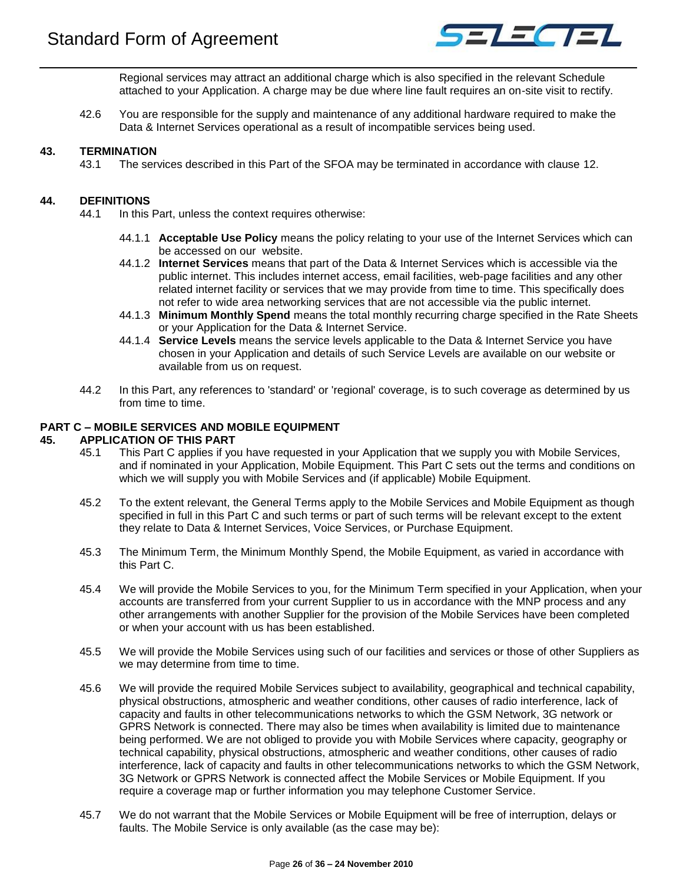Regional services may attract an additional charge which is also specified in the relevant Schedule attached to your Application. A charge may be due where line fault requires an on-site visit to rectify.

42.6 You are responsible for the supply and maintenance of any additional hardware required to make the Data & Internet Services operational as a result of incompatible services being used.

## 43. TERMINATION

43.1 The services described in this Part of the SFOA may be terminated in accordance with clause 12.

## 44. DEFINITIONS

44.1 In this Part, unless the context requires otherwise:

44.1.1 **Acceptable Use Policy** means the policy relating to your use of the Internet Services which can be accessed on our website.

44.1.2 **Internet Services** means that part of the Data & Internet Services which is accessible via the public internet. This includes internet access, email facilities, web-page facilities and any other related internet facility or services that we may provide from time to time. This specifically does not refer to wide area networking services that are not accessible via the public internet.

44.1.3 **Minimum Monthly Spend** means the total monthly recurring charge specified in the Rate Sheets or your Application for the Data & Internet Service.

44.1.4 **Service Levels** means the service levels applicable to the Data & Internet Service you have chosen in your Application and details of such Service Levels are available on our website or available from us on request.

44.2 In this Part, any references to 'standard' or 'regional' coverage, is to such coverage as determined by us from time to time.

# PART C – MOBILE SERVICES AND MOBILE EQUIPMENT

## 45. APPLICATION OF THIS PART

45.1 This Part C applies if you have requested in your Application that we supply you with Mobile Services, and if nominated in your Application, Mobile Equipment. This Part C sets out the terms and conditions on which we will supply you with Mobile Services and (if applicable) Mobile Equipment.

45.2 To the extent relevant, the General Terms apply to the Mobile Services and Mobile Equipment as though specified in full in this Part C and such terms or part of such terms will be relevant except to the extent they relate to Data & Internet Services, Voice Services, or Purchase Equipment.

45.3 The Minimum Term, the Minimum Monthly Spend, the Mobile Equipment, as varied in accordance with this Part C.

45.4 We will provide the Mobile Services to you, for the Minimum Term specified in your Application, when your accounts are transferred from your current Supplier to us in accordance with the MNP process and any other arrangements with another Supplier for the provision of the Mobile Services have been completed or when your account with us has been established.

45.5 We will provide the Mobile Services using such of our facilities and services or those of other Suppliers as we may determine from time to time.

45.6 We will provide the required Mobile Services subject to availability, geographical and technical capability, physical obstructions, atmospheric and weather conditions, other causes of radio interference, lack of capacity and faults in other telecommunications networks to which the GSM Network, 3G network or GPRS Network is connected. There may also be times when availability is limited due to maintenance being performed. We are not obliged to provide you with Mobile Services where capacity, geography or technical capability, physical obstructions, atmospheric and weather conditions, other causes of radio interference, lack of capacity and faults in other telecommunications networks to which the GSM Network, 3G Network or GPRS Network is connected affect the Mobile Services or Mobile Equipment. If you require a coverage map or further information you may telephone Customer Service.

45.7 We do not warrant that the Mobile Services or Mobile Equipment will be free of interruption, delays or faults. The Mobile Service is only available (as the case may be):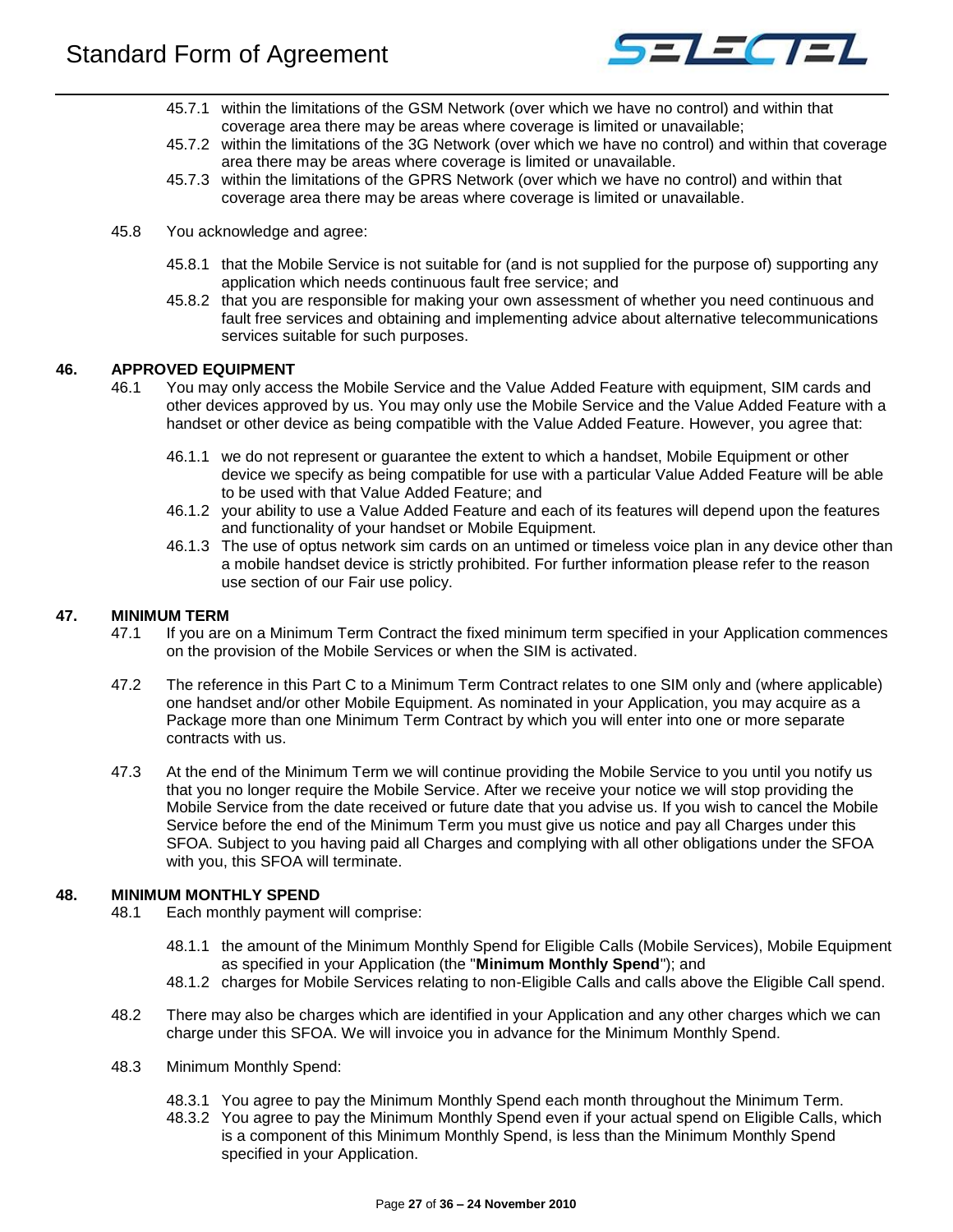45.7.1 within the limitations of the GSM Network (over which we have no control) and within that coverage area there may be areas where coverage is limited or unavailable;

45.7.2 within the limitations of the 3G Network (over which we have no control) and within that coverage area there may be areas where coverage is limited or unavailable.

45.7.3 within the limitations of the GPRS Network (over which we have no control) and within that coverage area there may be areas where coverage is limited or unavailable.

45.8 You acknowledge and agree:

45.8.1 that the Mobile Service is not suitable for (and is not supplied for the purpose of) supporting any application which needs continuous fault free service; and

45.8.2 that you are responsible for making your own assessment of whether you need continuous and fault free services and obtaining and implementing advice about alternative telecommunications services suitable for such purposes.

## 46. APPROVED EQUIPMENT

46.1 You may only access the Mobile Service and the Value Added Feature with equipment, SIM cards and other devices approved by us. You may only use the Mobile Service and the Value Added Feature with a handset or other device as being compatible with the Value Added Feature. However, you agree that:

46.1.1 we do not represent or guarantee the extent to which a handset, Mobile Equipment or other device we specify as being compatible for use with a particular Value Added Feature will be able to be used with that Value Added Feature; and

46.1.2 your ability to use a Value Added Feature and each of its features will depend upon the features and functionality of your handset or Mobile Equipment.

46.1.3 The use of optus network sim cards on an untimed or timeless voice plan in any device other than a mobile handset device is strictly prohibited. For further information please refer to the reason use section of our Fair use policy.

## 47. MINIMUM TERM

47.1 If you are on a Minimum Term Contract the fixed minimum term specified in your Application commences on the provision of the Mobile Services or when the SIM is activated.

47.2 The reference in this Part C to a Minimum Term Contract relates to one SIM only and (where applicable) one handset and/or other Mobile Equipment. As nominated in your Application, you may acquire as a Package more than one Minimum Term Contract by which you will enter into one or more separate contracts with us.

47.3 At the end of the Minimum Term we will continue providing the Mobile Service to you until you notify us that you no longer require the Mobile Service. After we receive your notice we will stop providing the Mobile Service from the date received or future date that you advise us. If you wish to cancel the Mobile Service before the end of the Minimum Term you must give us notice and pay all Charges under this SFOA. Subject to you having paid all Charges and complying with all other obligations under the SFOA with you, this SFOA will terminate.

## 48. MINIMUM MONTHLY SPEND

48.1 Each monthly payment will comprise:

48.1.1 the amount of the Minimum Monthly Spend for Eligible Calls (Mobile Services), Mobile Equipment as specified in your Application (the "**Minimum Monthly Spend**"); and

48.1.2 charges for Mobile Services relating to non-Eligible Calls and calls above the Eligible Call spend.

48.2 There may also be charges which are identified in your Application and any other charges which we can charge under this SFOA. We will invoice you in advance for the Minimum Monthly Spend.

48.3 Minimum Monthly Spend:

48.3.1 You agree to pay the Minimum Monthly Spend each month throughout the Minimum Term.

48.3.2 You agree to pay the Minimum Monthly Spend even if your actual spend on Eligible Calls, which is a component of this Minimum Monthly Spend, is less than the Minimum Monthly Spend specified in your Application.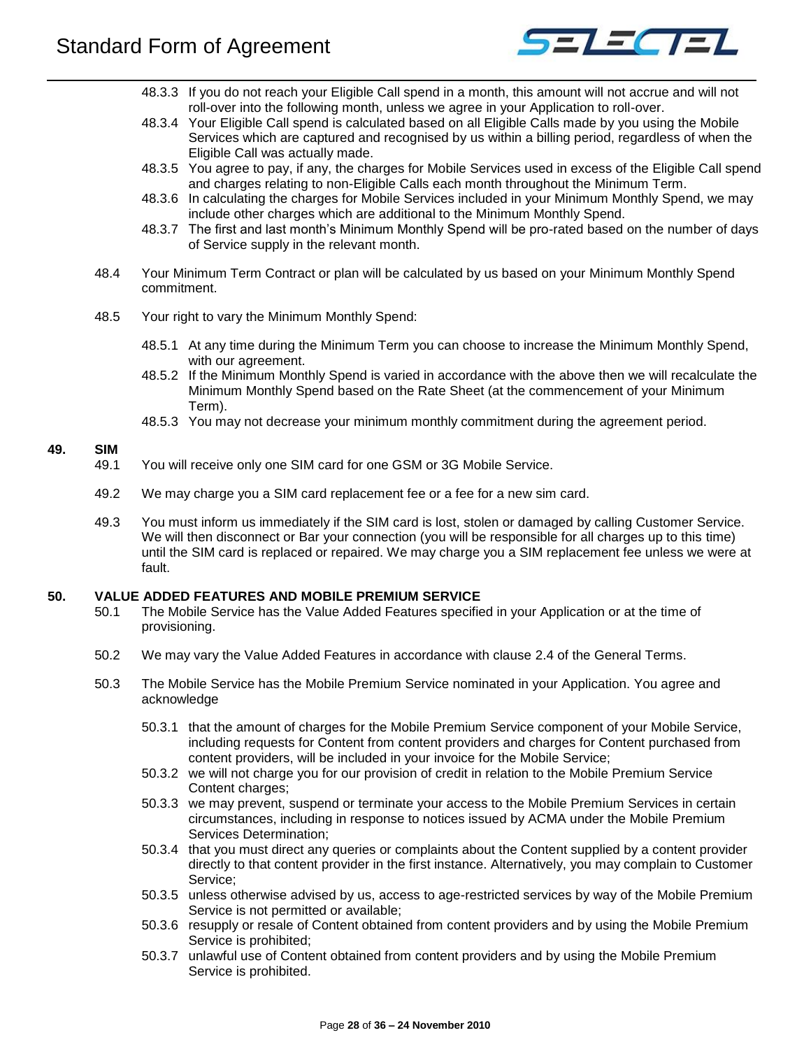48.3.3 If you do not reach your Eligible Call spend in a month, this amount will not accrue and will not roll-over into the following month, unless we agree in your Application to roll-over.

48.3.4 Your Eligible Call spend is calculated based on all Eligible Calls made by you using the Mobile Services which are captured and recognised by us within a billing period, regardless of when the Eligible Call was actually made.

48.3.5 You agree to pay, if any, the charges for Mobile Services used in excess of the Eligible Call spend and charges relating to non-Eligible Calls each month throughout the Minimum Term.

48.3.6 In calculating the charges for Mobile Services included in your Minimum Monthly Spend, we may include other charges which are additional to the Minimum Monthly Spend.

48.3.7 The first and last month's Minimum Monthly Spend will be pro-rated based on the number of days of Service supply in the relevant month.

48.4 Your Minimum Term Contract or plan will be calculated by us based on your Minimum Monthly Spend commitment.

48.5 Your right to vary the Minimum Monthly Spend:

48.5.1 At any time during the Minimum Term you can choose to increase the Minimum Monthly Spend, with our agreement.

48.5.2 If the Minimum Monthly Spend is varied in accordance with the above then we will recalculate the Minimum Monthly Spend based on the Rate Sheet (at the commencement of your Minimum Term).

48.5.3 You may not decrease your minimum monthly commitment during the agreement period.

## 49. SIM

49.1 You will receive only one SIM card for one GSM or 3G Mobile Service.

49.2 We may charge you a SIM card replacement fee or a fee for a new sim card.

49.3 You must inform us immediately if the SIM card is lost, stolen or damaged by calling Customer Service. We will then disconnect or Bar your connection (you will be responsible for all charges up to this time) until the SIM card is replaced or repaired. We may charge you a SIM replacement fee unless we were at fault.

## 50. VALUE ADDED FEATURES AND MOBILE PREMIUM SERVICE

50.1 The Mobile Service has the Value Added Features specified in your Application or at the time of provisioning.

50.2 We may vary the Value Added Features in accordance with clause 2.4 of the General Terms.

50.3 The Mobile Service has the Mobile Premium Service nominated in your Application. You agree and acknowledge

50.3.1 that the amount of charges for the Mobile Premium Service component of your Mobile Service, including requests for Content from content providers and charges for Content purchased from content providers, will be included in your invoice for the Mobile Service;

50.3.2 we will not charge you for our provision of credit in relation to the Mobile Premium Service Content charges;

50.3.3 we may prevent, suspend or terminate your access to the Mobile Premium Services in certain circumstances, including in response to notices issued by ACMA under the Mobile Premium Services Determination;

50.3.4 that you must direct any queries or complaints about the Content supplied by a content provider directly to that content provider in the first instance. Alternatively, you may complain to Customer Service;

50.3.5 unless otherwise advised by us, access to age-restricted services by way of the Mobile Premium Service is not permitted or available;

50.3.6 resupply or resale of Content obtained from content providers and by using the Mobile Premium Service is prohibited;

50.3.7 unlawful use of Content obtained from content providers and by using the Mobile Premium Service is prohibited.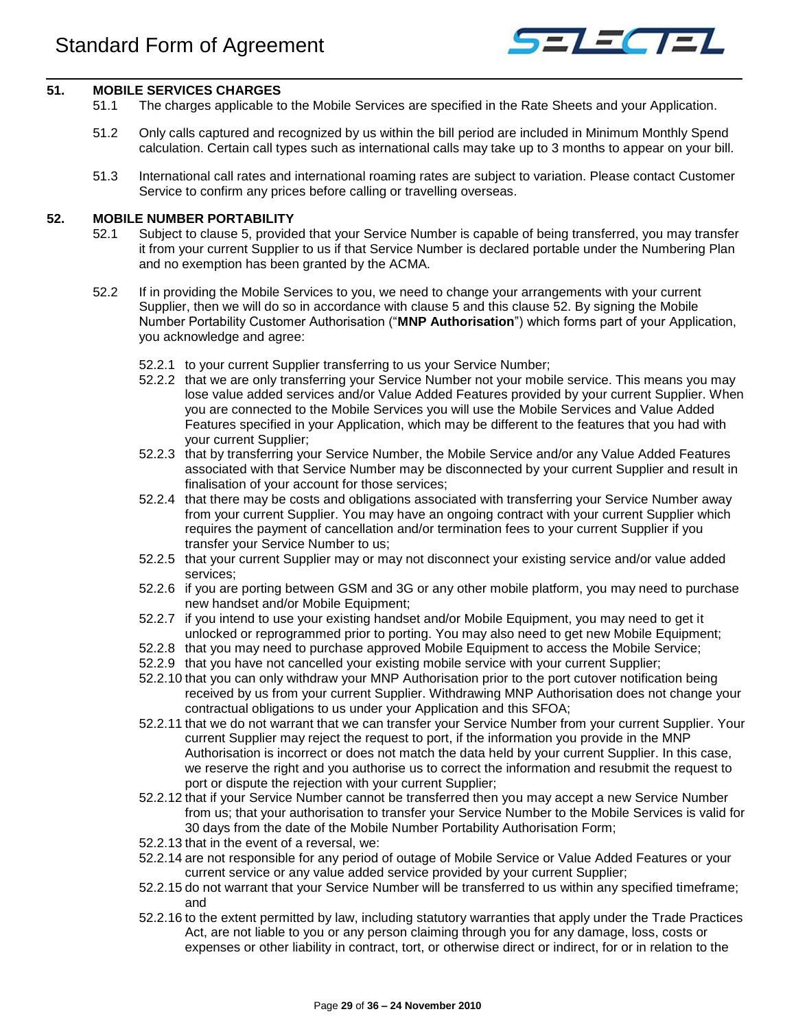## 51. MOBILE SERVICES CHARGES

51.1 The charges applicable to the Mobile Services are specified in the Rate Sheets and your Application.

51.2 Only calls captured and recognized by us within the bill period are included in Minimum Monthly Spend calculation. Certain call types such as international calls may take up to 3 months to appear on your bill.

51.3 International call rates and international roaming rates are subject to variation. Please contact Customer Service to confirm any prices before calling or travelling overseas.

## 52. MOBILE NUMBER PORTABILITY

52.1 Subject to clause 5, provided that your Service Number is capable of being transferred, you may transfer it from your current Supplier to us if that Service Number is declared portable under the Numbering Plan and no exemption has been granted by the ACMA.

52.2 If in providing the Mobile Services to you, we need to change your arrangements with your current Supplier, then we will do so in accordance with clause 5 and this clause 52. By signing the Mobile Number Portability Customer Authorisation ("**MNP Authorisation**") which forms part of your Application, you acknowledge and agree:

52.2.1 to your current Supplier transferring to us your Service Number;

52.2.2 that we are only transferring your Service Number not your mobile service. This means you may lose value added services and/or Value Added Features provided by your current Supplier. When you are connected to the Mobile Services you will use the Mobile Services and Value Added Features specified in your Application, which may be different to the features that you had with your current Supplier;

52.2.3 that by transferring your Service Number, the Mobile Service and/or any Value Added Features associated with that Service Number may be disconnected by your current Supplier and result in finalisation of your account for those services;

52.2.4 that there may be costs and obligations associated with transferring your Service Number away from your current Supplier. You may have an ongoing contract with your current Supplier which requires the payment of cancellation and/or termination fees to your current Supplier if you transfer your Service Number to us;

52.2.5 that your current Supplier may or may not disconnect your existing service and/or value added services;

52.2.6 if you are porting between GSM and 3G or any other mobile platform, you may need to purchase new handset and/or Mobile Equipment;

52.2.7 if you intend to use your existing handset and/or Mobile Equipment, you may need to get it unlocked or reprogrammed prior to porting. You may also need to get new Mobile Equipment;

52.2.8 that you may need to purchase approved Mobile Equipment to access the Mobile Service;

52.2.9 that you have not cancelled your existing mobile service with your current Supplier;

52.2.10 that you can only withdraw your MNP Authorisation prior to the port cutover notification being received by us from your current Supplier. Withdrawing MNP Authorisation does not change your contractual obligations to us under your Application and this SFOA;

52.2.11 that we do not warrant that we can transfer your Service Number from your current Supplier. Your current Supplier may reject the request to port, if the information you provide in the MNP Authorisation is incorrect or does not match the data held by your current Supplier. In this case, we reserve the right and you authorise us to correct the information and resubmit the request to port or dispute the rejection with your current Supplier;

52.2.12 that if your Service Number cannot be transferred then you may accept a new Service Number from us; that your authorisation to transfer your Service Number to the Mobile Services is valid for 30 days from the date of the Mobile Number Portability Authorisation Form;

52.2.13 that in the event of a reversal, we:

52.2.14 are not responsible for any period of outage of Mobile Service or Value Added Features or your current service or any value added service provided by your current Supplier;

52.2.15 do not warrant that your Service Number will be transferred to us within any specified timeframe; and

52.2.16 to the extent permitted by law, including statutory warranties that apply under the Trade Practices Act, are not liable to you or any person claiming through you for any damage, loss, costs or expenses or other liability in contract, tort, or otherwise direct or indirect, for or in relation to the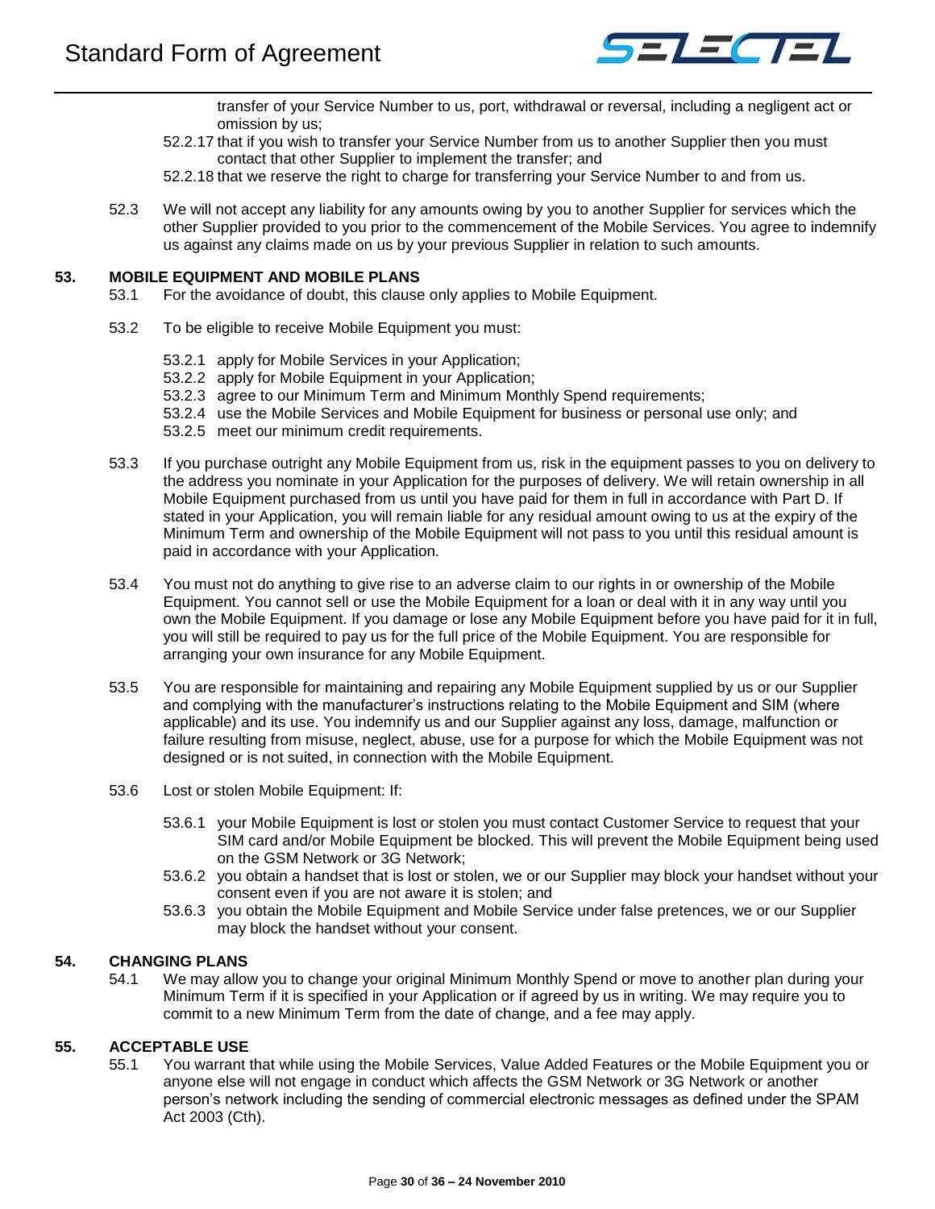transfer of your Service Number to us, port, withdrawal or reversal, including a negligent act or omission by us;

52.2.17 that if you wish to transfer your Service Number from us to another Supplier then you must contact that other Supplier to implement the transfer; and

52.2.18 that we reserve the right to charge for transferring your Service Number to and from us.

52.3 We will not accept any liability for any amounts owing by you to another Supplier for services which the other Supplier provided to you prior to the commencement of the Mobile Services. You agree to indemnify us against any claims made on us by your previous Supplier in relation to such amounts.

## 53. MOBILE EQUIPMENT AND MOBILE PLANS

53.1 For the avoidance of doubt, this clause only applies to Mobile Equipment.

53.2 To be eligible to receive Mobile Equipment you must:

53.2.1 apply for Mobile Services in your Application;

53.2.2 apply for Mobile Equipment in your Application;

53.2.3 agree to our Minimum Term and Minimum Monthly Spend requirements;

53.2.4 use the Mobile Services and Mobile Equipment for business or personal use only; and

53.2.5 meet our minimum credit requirements.

53.3 If you purchase outright any Mobile Equipment from us, risk in the equipment passes to you on delivery to the address you nominate in your Application for the purposes of delivery. We will retain ownership in all Mobile Equipment purchased from us until you have paid for them in full in accordance with Part D. If stated in your Application, you will remain liable for any residual amount owing to us at the expiry of the Minimum Term and ownership of the Mobile Equipment will not pass to you until this residual amount is paid in accordance with your Application.

53.4 You must not do anything to give rise to an adverse claim to our rights in or ownership of the Mobile Equipment. You cannot sell or use the Mobile Equipment for a loan or deal with it in any way until you own the Mobile Equipment. If you damage or lose any Mobile Equipment before you have paid for it in full, you will still be required to pay us for the full price of the Mobile Equipment. You are responsible for arranging your own insurance for any Mobile Equipment.

53.5 You are responsible for maintaining and repairing any Mobile Equipment supplied by us or our Supplier and complying with the manufacturer's instructions relating to the Mobile Equipment and SIM (where applicable) and its use. You indemnify us and our Supplier against any loss, damage, malfunction or failure resulting from misuse, neglect, abuse, use for a purpose for which the Mobile Equipment was not designed or is not suited, in connection with the Mobile Equipment.

53.6 Lost or stolen Mobile Equipment: If:

53.6.1 your Mobile Equipment is lost or stolen you must contact Customer Service to request that your SIM card and/or Mobile Equipment be blocked. This will prevent the Mobile Equipment being used on the GSM Network or 3G Network;

53.6.2 you obtain a handset that is lost or stolen, we or our Supplier may block your handset without your consent even if you are not aware it is stolen; and

53.6.3 you obtain the Mobile Equipment and Mobile Service under false pretences, we or our Supplier may block the handset without your consent.

## 54. CHANGING PLANS

54.1 We may allow you to change your original Minimum Monthly Spend or move to another plan during your Minimum Term if it is specified in your Application or if agreed by us in writing. We may require you to commit to a new Minimum Term from the date of change, and a fee may apply.

## 55. ACCEPTABLE USE

55.1 You warrant that while using the Mobile Services, Value Added Features or the Mobile Equipment you or anyone else will not engage in conduct which affects the GSM Network or 3G Network or another person's network including the sending of commercial electronic messages as defined under the SPAM Act 2003 (Cth).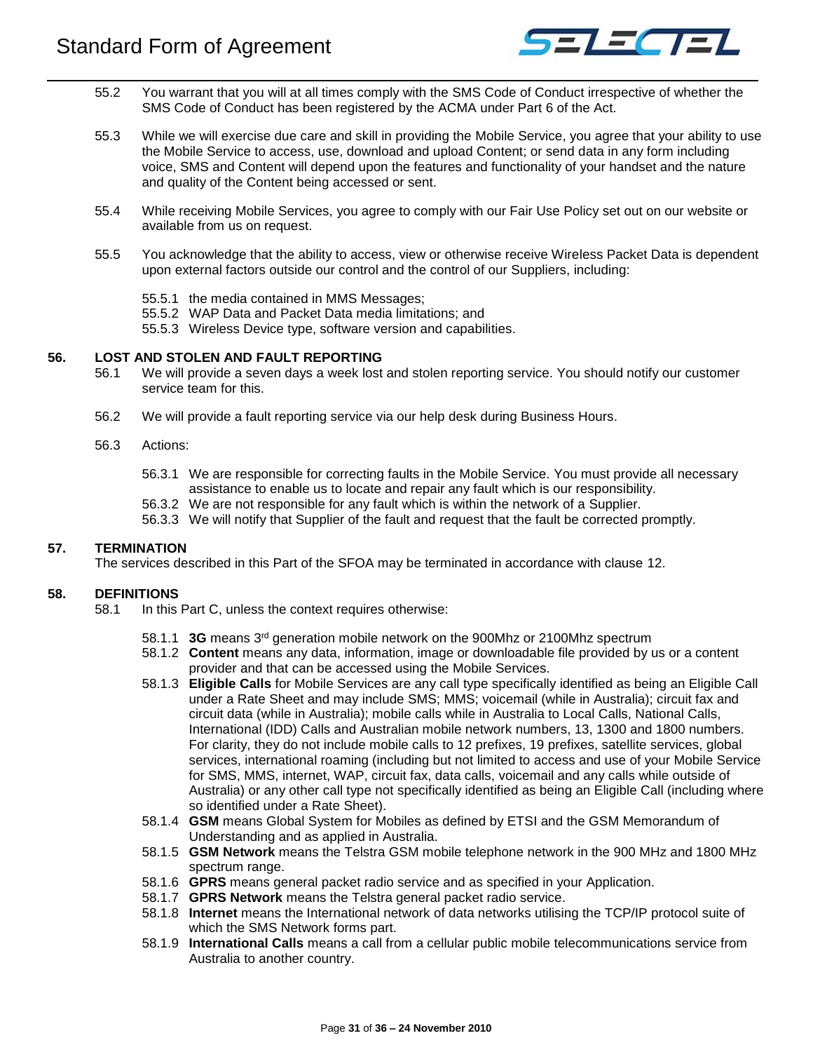55.2 You warrant that you will at all times comply with the SMS Code of Conduct irrespective of whether the SMS Code of Conduct has been registered by the ACMA under Part 6 of the Act.

55.3 While we will exercise due care and skill in providing the Mobile Service, you agree that your ability to use the Mobile Service to access, use, download and upload Content; or send data in any form including voice, SMS and Content will depend upon the features and functionality of your handset and the nature and quality of the Content being accessed or sent.

55.4 While receiving Mobile Services, you agree to comply with our Fair Use Policy set out on our website or available from us on request.

55.5 You acknowledge that the ability to access, view or otherwise receive Wireless Packet Data is dependent upon external factors outside our control and the control of our Suppliers, including:

- 55.5.1 the media contained in MMS Messages;
- 55.5.2 WAP Data and Packet Data media limitations; and
- 55.5.3 Wireless Device type, software version and capabilities.

## 56. LOST AND STOLEN AND FAULT REPORTING

56.1 We will provide a seven days a week lost and stolen reporting service. You should notify our customer service team for this.

56.2 We will provide a fault reporting service via our help desk during Business Hours.

56.3 Actions:

- 56.3.1 We are responsible for correcting faults in the Mobile Service. You must provide all necessary assistance to enable us to locate and repair any fault which is our responsibility.
- 56.3.2 We are not responsible for any fault which is within the network of a Supplier.
- 56.3.3 We will notify that Supplier of the fault and request that the fault be corrected promptly.

## 57. TERMINATION

The services described in this Part of the SFOA may be terminated in accordance with clause 12.

## 58. DEFINITIONS

58.1 In this Part C, unless the context requires otherwise:

- 58.1.1 **3G** means 3rd generation mobile network on the 900Mhz or 2100Mhz spectrum
- 58.1.2 **Content** means any data, information, image or downloadable file provided by us or a content provider and that can be accessed using the Mobile Services.
- 58.1.3 **Eligible Calls** for Mobile Services are any call type specifically identified as being an Eligible Call under a Rate Sheet and may include SMS; MMS; voicemail (while in Australia); circuit fax and circuit data (while in Australia); mobile calls while in Australia to Local Calls, National Calls, International (IDD) Calls and Australian mobile network numbers, 13, 1300 and 1800 numbers. For clarity, they do not include mobile calls to 12 prefixes, 19 prefixes, satellite services, global services, international roaming (including but not limited to access and use of your Mobile Service for SMS, MMS, internet, WAP, circuit fax, data calls, voicemail and any calls while outside of Australia) or any other call type not specifically identified as being an Eligible Call (including where so identified under a Rate Sheet).
- 58.1.4 **GSM** means Global System for Mobiles as defined by ETSI and the GSM Memorandum of Understanding and as applied in Australia.
- 58.1.5 **GSM Network** means the Telstra GSM mobile telephone network in the 900 MHz and 1800 MHz spectrum range.
- 58.1.6 **GPRS** means general packet radio service and as specified in your Application.
- 58.1.7 **GPRS Network** means the Telstra general packet radio service.
- 58.1.8 **Internet** means the International network of data networks utilising the TCP/IP protocol suite of which the SMS Network forms part.
- 58.1.9 **International Calls** means a call from a cellular public mobile telecommunications service from Australia to another country.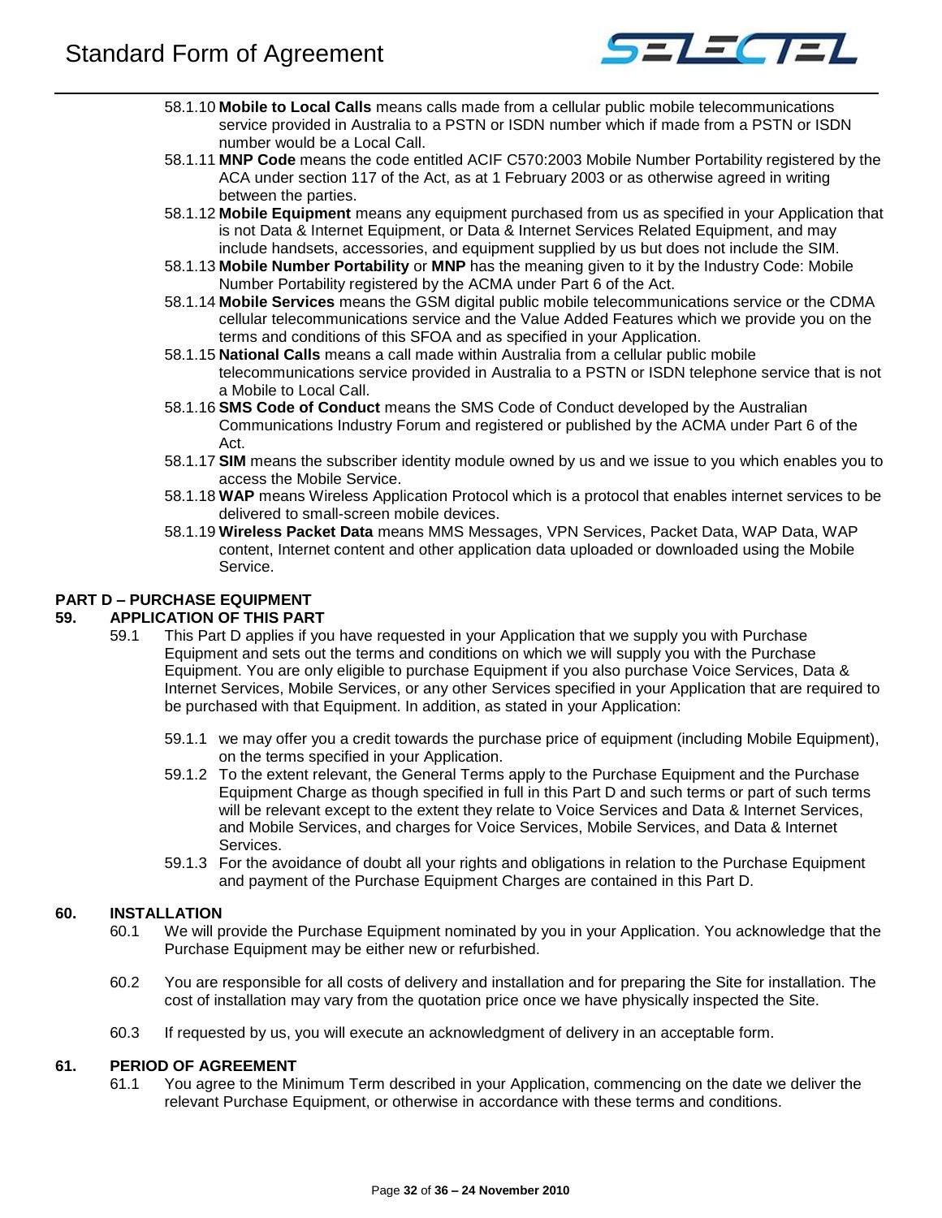58.1.10 **Mobile to Local Calls** means calls made from a cellular public mobile telecommunications service provided in Australia to a PSTN or ISDN number which if made from a PSTN or ISDN number would be a Local Call.

58.1.11 **MNP Code** means the code entitled ACIF C570:2003 Mobile Number Portability registered by the ACA under section 117 of the Act, as at 1 February 2003 or as otherwise agreed in writing between the parties.

58.1.12 **Mobile Equipment** means any equipment purchased from us as specified in your Application that is not Data & Internet Equipment, or Data & Internet Services Related Equipment, and may include handsets, accessories, and equipment supplied by us but does not include the SIM.

58.1.13 **Mobile Number Portability** or **MNP** has the meaning given to it by the Industry Code: Mobile Number Portability registered by the ACMA under Part 6 of the Act.

58.1.14 **Mobile Services** means the GSM digital public mobile telecommunications service or the CDMA cellular telecommunications service and the Value Added Features which we provide you on the terms and conditions of this SFOA and as specified in your Application.

58.1.15 **National Calls** means a call made within Australia from a cellular public mobile telecommunications service provided in Australia to a PSTN or ISDN telephone service that is not a Mobile to Local Call.

58.1.16 **SMS Code of Conduct** means the SMS Code of Conduct developed by the Australian Communications Industry Forum and registered or published by the ACMA under Part 6 of the Act.

58.1.17 **SIM** means the subscriber identity module owned by us and we issue to you which enables you to access the Mobile Service.

58.1.18 **WAP** means Wireless Application Protocol which is a protocol that enables internet services to be delivered to small-screen mobile devices.

58.1.19 **Wireless Packet Data** means MMS Messages, VPN Services, Packet Data, WAP Data, WAP content, Internet content and other application data uploaded or downloaded using the Mobile Service.

## PART D – PURCHASE EQUIPMENT

### 59. APPLICATION OF THIS PART

59.1 This Part D applies if you have requested in your Application that we supply you with Purchase Equipment and sets out the terms and conditions on which we will supply you with the Purchase Equipment. You are only eligible to purchase Equipment if you also purchase Voice Services, Data & Internet Services, Mobile Services, or any other Services specified in your Application that are required to be purchased with that Equipment. In addition, as stated in your Application:

59.1.1 we may offer you a credit towards the purchase price of equipment (including Mobile Equipment), on the terms specified in your Application.

59.1.2 To the extent relevant, the General Terms apply to the Purchase Equipment and the Purchase Equipment Charge as though specified in full in this Part D and such terms or part of such terms will be relevant except to the extent they relate to Voice Services and Data & Internet Services, and Mobile Services, and charges for Voice Services, Mobile Services, and Data & Internet Services.

59.1.3 For the avoidance of doubt all your rights and obligations in relation to the Purchase Equipment and payment of the Purchase Equipment Charges are contained in this Part D.

### 60. INSTALLATION

60.1 We will provide the Purchase Equipment nominated by you in your Application. You acknowledge that the Purchase Equipment may be either new or refurbished.

60.2 You are responsible for all costs of delivery and installation and for preparing the Site for installation. The cost of installation may vary from the quotation price once we have physically inspected the Site.

60.3 If requested by us, you will execute an acknowledgment of delivery in an acceptable form.

### 61. PERIOD OF AGREEMENT

61.1 You agree to the Minimum Term described in your Application, commencing on the date we deliver the relevant Purchase Equipment, or otherwise in accordance with these terms and conditions.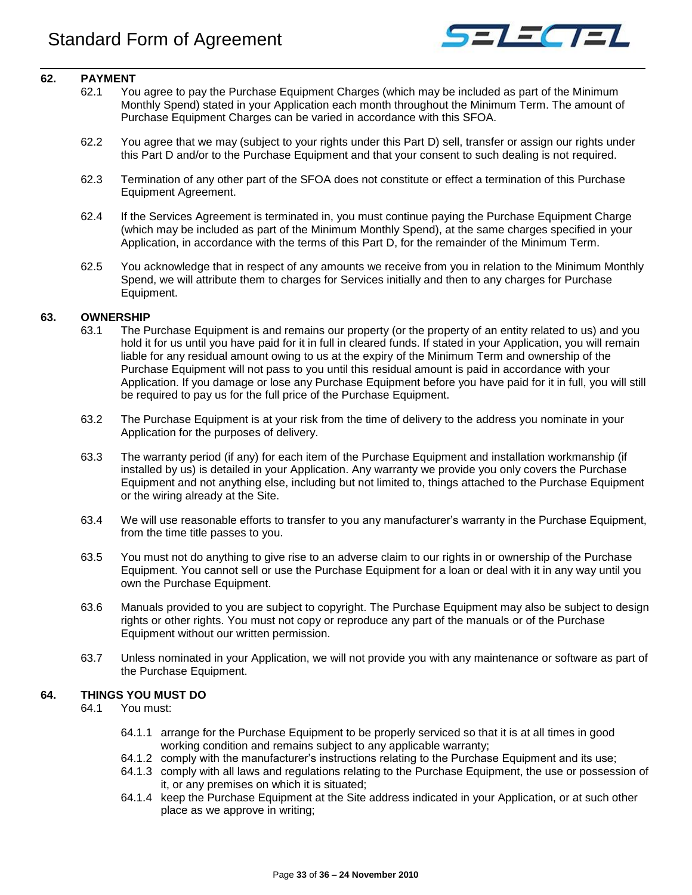## 62. PAYMENT

62.1 You agree to pay the Purchase Equipment Charges (which may be included as part of the Minimum Monthly Spend) stated in your Application each month throughout the Minimum Term. The amount of Purchase Equipment Charges can be varied in accordance with this SFOA.

62.2 You agree that we may (subject to your rights under this Part D) sell, transfer or assign our rights under this Part D and/or to the Purchase Equipment and that your consent to such dealing is not required.

62.3 Termination of any other part of the SFOA does not constitute or effect a termination of this Purchase Equipment Agreement.

62.4 If the Services Agreement is terminated in, you must continue paying the Purchase Equipment Charge (which may be included as part of the Minimum Monthly Spend), at the same charges specified in your Application, in accordance with the terms of this Part D, for the remainder of the Minimum Term.

62.5 You acknowledge that in respect of any amounts we receive from you in relation to the Minimum Monthly Spend, we will attribute them to charges for Services initially and then to any charges for Purchase Equipment.

## 63. OWNERSHIP

63.1 The Purchase Equipment is and remains our property (or the property of an entity related to us) and you hold it for us until you have paid for it in full in cleared funds. If stated in your Application, you will remain liable for any residual amount owing to us at the expiry of the Minimum Term and ownership of the Purchase Equipment will not pass to you until this residual amount is paid in accordance with your Application. If you damage or lose any Purchase Equipment before you have paid for it in full, you will still be required to pay us for the full price of the Purchase Equipment.

63.2 The Purchase Equipment is at your risk from the time of delivery to the address you nominate in your Application for the purposes of delivery.

63.3 The warranty period (if any) for each item of the Purchase Equipment and installation workmanship (if installed by us) is detailed in your Application. Any warranty we provide you only covers the Purchase Equipment and not anything else, including but not limited to, things attached to the Purchase Equipment or the wiring already at the Site.

63.4 We will use reasonable efforts to transfer to you any manufacturer's warranty in the Purchase Equipment, from the time title passes to you.

63.5 You must not do anything to give rise to an adverse claim to our rights in or ownership of the Purchase Equipment. You cannot sell or use the Purchase Equipment for a loan or deal with it in any way until you own the Purchase Equipment.

63.6 Manuals provided to you are subject to copyright. The Purchase Equipment may also be subject to design rights or other rights. You must not copy or reproduce any part of the manuals or of the Purchase Equipment without our written permission.

63.7 Unless nominated in your Application, we will not provide you with any maintenance or software as part of the Purchase Equipment.

## 64. THINGS YOU MUST DO

64.1 You must:

- 64.1.1 arrange for the Purchase Equipment to be properly serviced so that it is at all times in good working condition and remains subject to any applicable warranty;
- 64.1.2 comply with the manufacturer's instructions relating to the Purchase Equipment and its use;
- 64.1.3 comply with all laws and regulations relating to the Purchase Equipment, the use or possession of it, or any premises on which it is situated;
- 64.1.4 keep the Purchase Equipment at the Site address indicated in your Application, or at such other place as we approve in writing;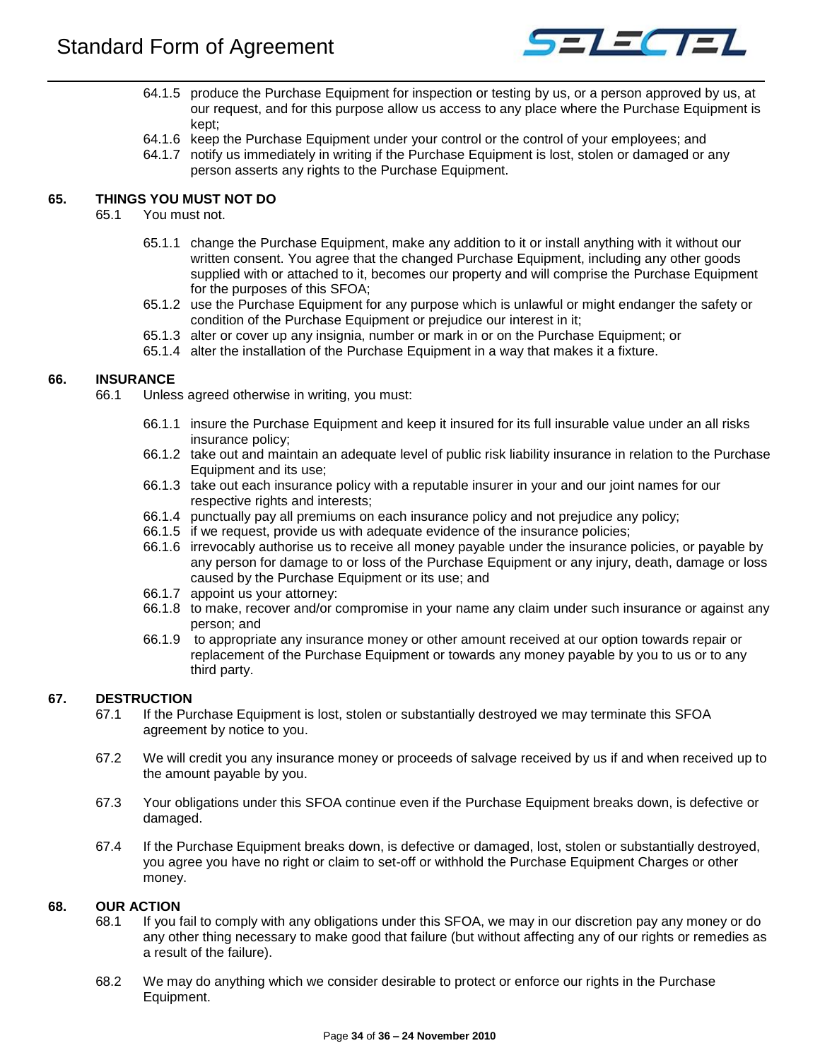64.1.5 produce the Purchase Equipment for inspection or testing by us, or a person approved by us, at our request, and for this purpose allow us access to any place where the Purchase Equipment is kept;

64.1.6 keep the Purchase Equipment under your control or the control of your employees; and

64.1.7 notify us immediately in writing if the Purchase Equipment is lost, stolen or damaged or any person asserts any rights to the Purchase Equipment.

## 65. THINGS YOU MUST NOT DO

65.1 You must not.

65.1.1 change the Purchase Equipment, make any addition to it or install anything with it without our written consent. You agree that the changed Purchase Equipment, including any other goods supplied with or attached to it, becomes our property and will comprise the Purchase Equipment for the purposes of this SFOA;

65.1.2 use the Purchase Equipment for any purpose which is unlawful or might endanger the safety or condition of the Purchase Equipment or prejudice our interest in it;

65.1.3 alter or cover up any insignia, number or mark in or on the Purchase Equipment; or

65.1.4 alter the installation of the Purchase Equipment in a way that makes it a fixture.

## 66. INSURANCE

66.1 Unless agreed otherwise in writing, you must:

66.1.1 insure the Purchase Equipment and keep it insured for its full insurable value under an all risks insurance policy;

66.1.2 take out and maintain an adequate level of public risk liability insurance in relation to the Purchase Equipment and its use;

66.1.3 take out each insurance policy with a reputable insurer in your and our joint names for our respective rights and interests;

66.1.4 punctually pay all premiums on each insurance policy and not prejudice any policy;

66.1.5 if we request, provide us with adequate evidence of the insurance policies;

66.1.6 irrevocably authorise us to receive all money payable under the insurance policies, or payable by any person for damage to or loss of the Purchase Equipment or any injury, death, damage or loss caused by the Purchase Equipment or its use; and

66.1.7 appoint us your attorney:

66.1.8 to make, recover and/or compromise in your name any claim under such insurance or against any person; and

66.1.9 to appropriate any insurance money or other amount received at our option towards repair or replacement of the Purchase Equipment or towards any money payable by you to us or to any third party.

## 67. DESTRUCTION

67.1 If the Purchase Equipment is lost, stolen or substantially destroyed we may terminate this SFOA agreement by notice to you.

67.2 We will credit you any insurance money or proceeds of salvage received by us if and when received up to the amount payable by you.

67.3 Your obligations under this SFOA continue even if the Purchase Equipment breaks down, is defective or damaged.

67.4 If the Purchase Equipment breaks down, is defective or damaged, lost, stolen or substantially destroyed, you agree you have no right or claim to set-off or withhold the Purchase Equipment Charges or other money.

## 68. OUR ACTION

68.1 If you fail to comply with any obligations under this SFOA, we may in our discretion pay any money or do any other thing necessary to make good that failure (but without affecting any of our rights or remedies as a result of the failure).

68.2 We may do anything which we consider desirable to protect or enforce our rights in the Purchase Equipment.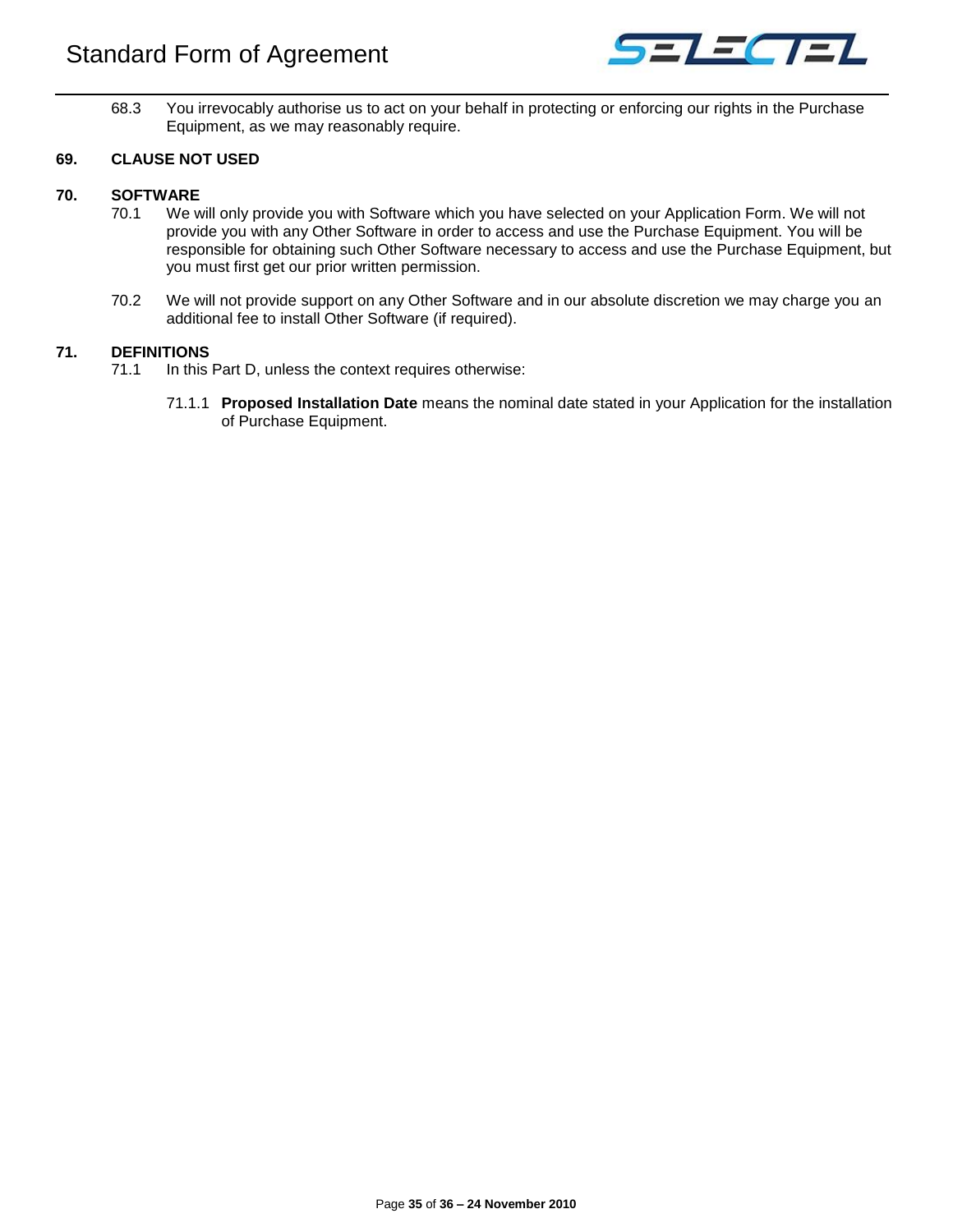68.3 You irrevocably authorise us to act on your behalf in protecting or enforcing our rights in the Purchase Equipment, as we may reasonably require.

## 69. CLAUSE NOT USED

## 70. SOFTWARE

70.1 We will only provide you with Software which you have selected on your Application Form. We will not provide you with any Other Software in order to access and use the Purchase Equipment. You will be responsible for obtaining such Other Software necessary to access and use the Purchase Equipment, but you must first get our prior written permission.

70.2 We will not provide support on any Other Software and in our absolute discretion we may charge you an additional fee to install Other Software (if required).

## 71. DEFINITIONS

71.1 In this Part D, unless the context requires otherwise:

71.1.1 **Proposed Installation Date** means the nominal date stated in your Application for the installation of Purchase Equipment.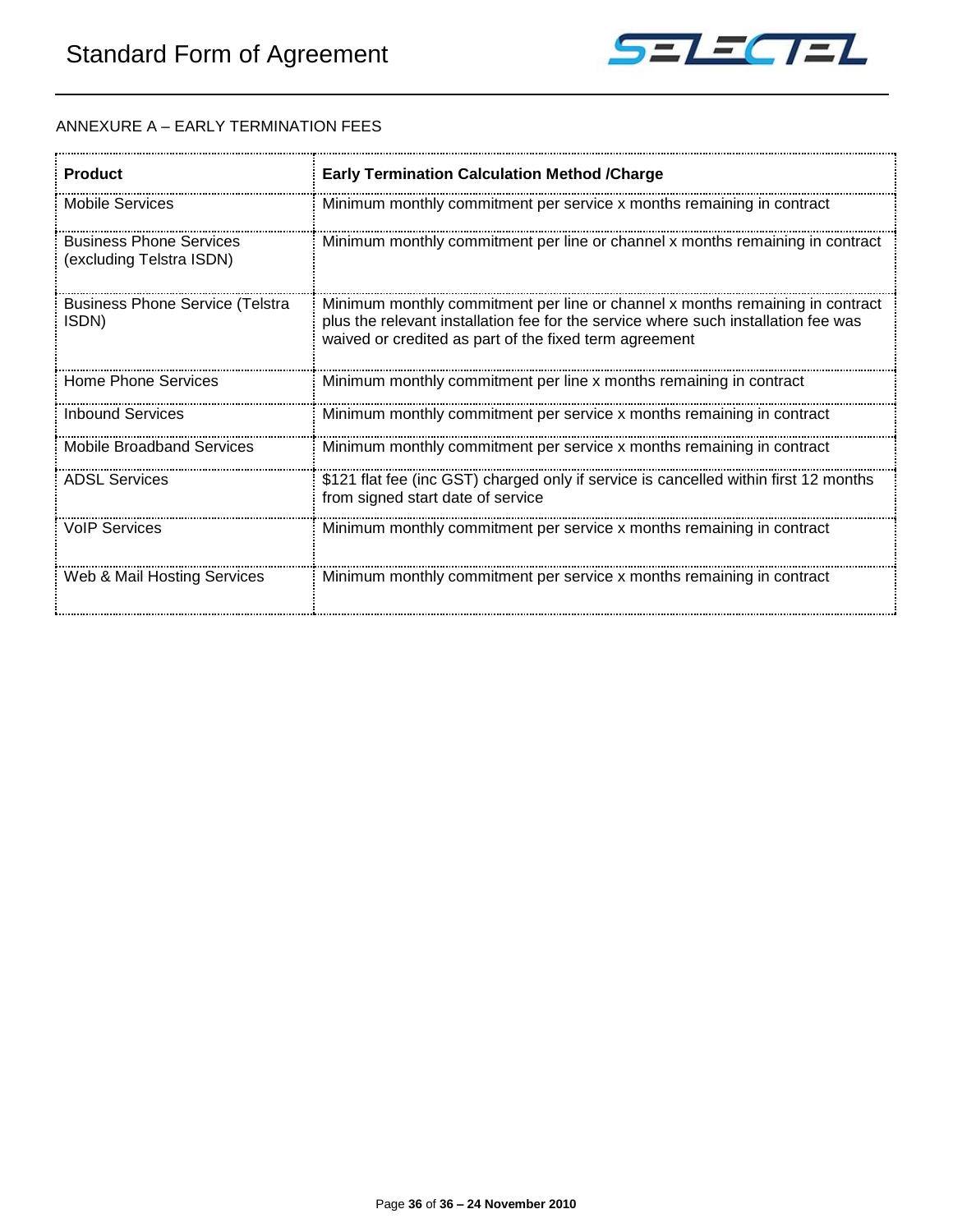ANNEXURE A – EARLY TERMINATION FEES

| Product | Early Termination Calculation Method /Charge |
|---|---|
| Mobile Services | Minimum monthly commitment per service x months remaining in contract |
| Business Phone Services (excluding Telstra ISDN) | Minimum monthly commitment per line or channel x months remaining in contract |
| Business Phone Service (Telstra ISDN) | Minimum monthly commitment per line or channel x months remaining in contract plus the relevant installation fee for the service where such installation fee was waived or credited as part of the fixed term agreement |
| Home Phone Services | Minimum monthly commitment per line x months remaining in contract |
| Inbound Services | Minimum monthly commitment per service x months remaining in contract |
| Mobile Broadband Services | Minimum monthly commitment per service x months remaining in contract |
| ADSL Services | $121 flat fee (inc GST) charged only if service is cancelled within first 12 months from signed start date of service |
| VoIP Services | Minimum monthly commitment per service x months remaining in contract |
| Web & Mail Hosting Services | Minimum monthly commitment per service x months remaining in contract |